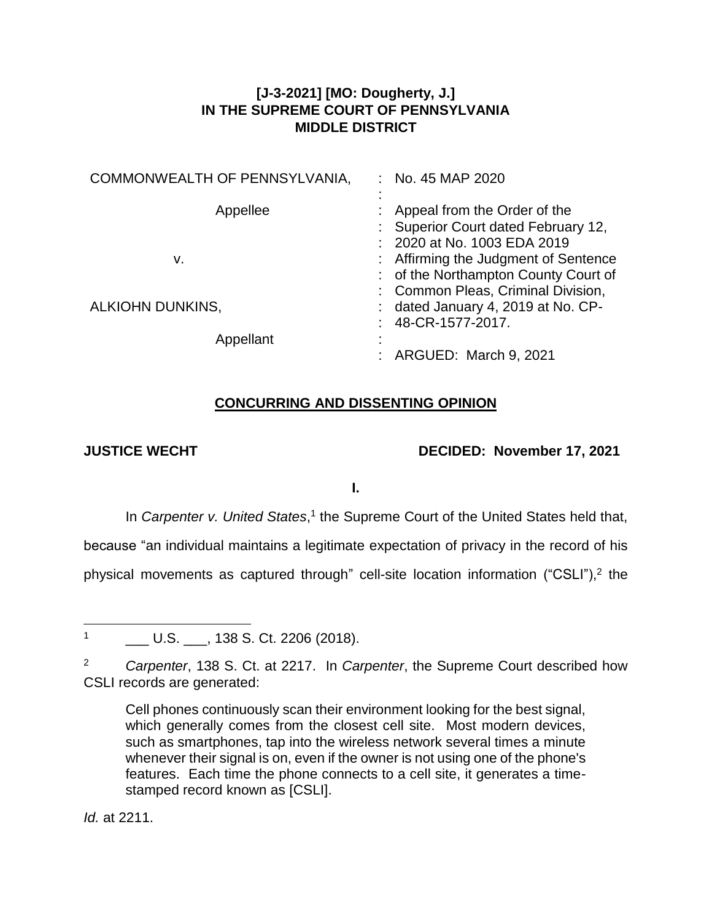**[J-3-2021] [MO: Dougherty, J.]**
**IN THE SUPREME COURT OF PENNSYLVANIA**
**MIDDLE DISTRICT**

| | |
|---|---|
| COMMONWEALTH OF PENNSYLVANIA, | : No. 45 MAP 2020 |
| Appellee | : Appeal from the Order of the Superior Court dated February 12, 2020 at No. 1003 EDA 2019 |
| v. | : Affirming the Judgment of Sentence of the Northampton County Court of Common Pleas, Criminal Division, |
| ALKIOHN DUNKINS, | : dated January 4, 2019 at No. CP-48-CR-1577-2017. |
| Appellant | : ARGUED: March 9, 2021 |

**CONCURRING AND DISSENTING OPINION**

**JUSTICE WECHT** **DECIDED: November 17, 2021**

**I.**

In *Carpenter v. United States*,[1] the Supreme Court of the United States held that, because "an individual maintains a legitimate expectation of privacy in the record of his physical movements as captured through" cell-site location information ("CSLI"),[2] the

---

[1] ___ U.S. ___, 138 S. Ct. 2206 (2018).

[2] *Carpenter*, 138 S. Ct. at 2217. In *Carpenter*, the Supreme Court described how CSLI records are generated:

> Cell phones continuously scan their environment looking for the best signal, which generally comes from the closest cell site. Most modern devices, such as smartphones, tap into the wireless network several times a minute whenever their signal is on, even if the owner is not using one of the phone's features. Each time the phone connects to a cell site, it generates a time-stamped record known as [CSLI].

*Id.* at 2211.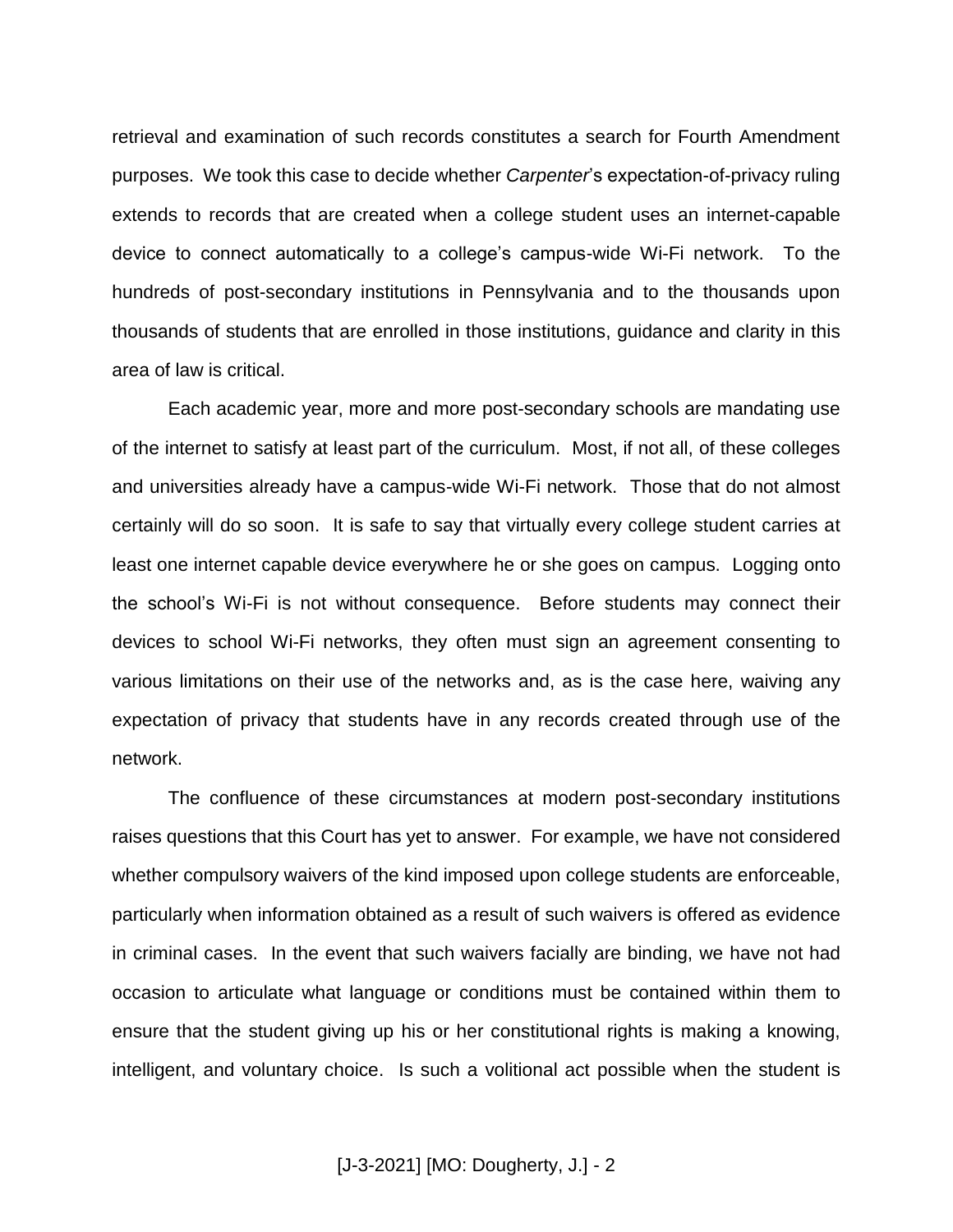retrieval and examination of such records constitutes a search for Fourth Amendment purposes. We took this case to decide whether *Carpenter*'s expectation-of-privacy ruling extends to records that are created when a college student uses an internet-capable device to connect automatically to a college's campus-wide Wi-Fi network. To the hundreds of post-secondary institutions in Pennsylvania and to the thousands upon thousands of students that are enrolled in those institutions, guidance and clarity in this area of law is critical.

Each academic year, more and more post-secondary schools are mandating use of the internet to satisfy at least part of the curriculum. Most, if not all, of these colleges and universities already have a campus-wide Wi-Fi network. Those that do not almost certainly will do so soon. It is safe to say that virtually every college student carries at least one internet capable device everywhere he or she goes on campus. Logging onto the school's Wi-Fi is not without consequence. Before students may connect their devices to school Wi-Fi networks, they often must sign an agreement consenting to various limitations on their use of the networks and, as is the case here, waiving any expectation of privacy that students have in any records created through use of the network.

The confluence of these circumstances at modern post-secondary institutions raises questions that this Court has yet to answer. For example, we have not considered whether compulsory waivers of the kind imposed upon college students are enforceable, particularly when information obtained as a result of such waivers is offered as evidence in criminal cases. In the event that such waivers facially are binding, we have not had occasion to articulate what language or conditions must be contained within them to ensure that the student giving up his or her constitutional rights is making a knowing, intelligent, and voluntary choice. Is such a volitional act possible when the student is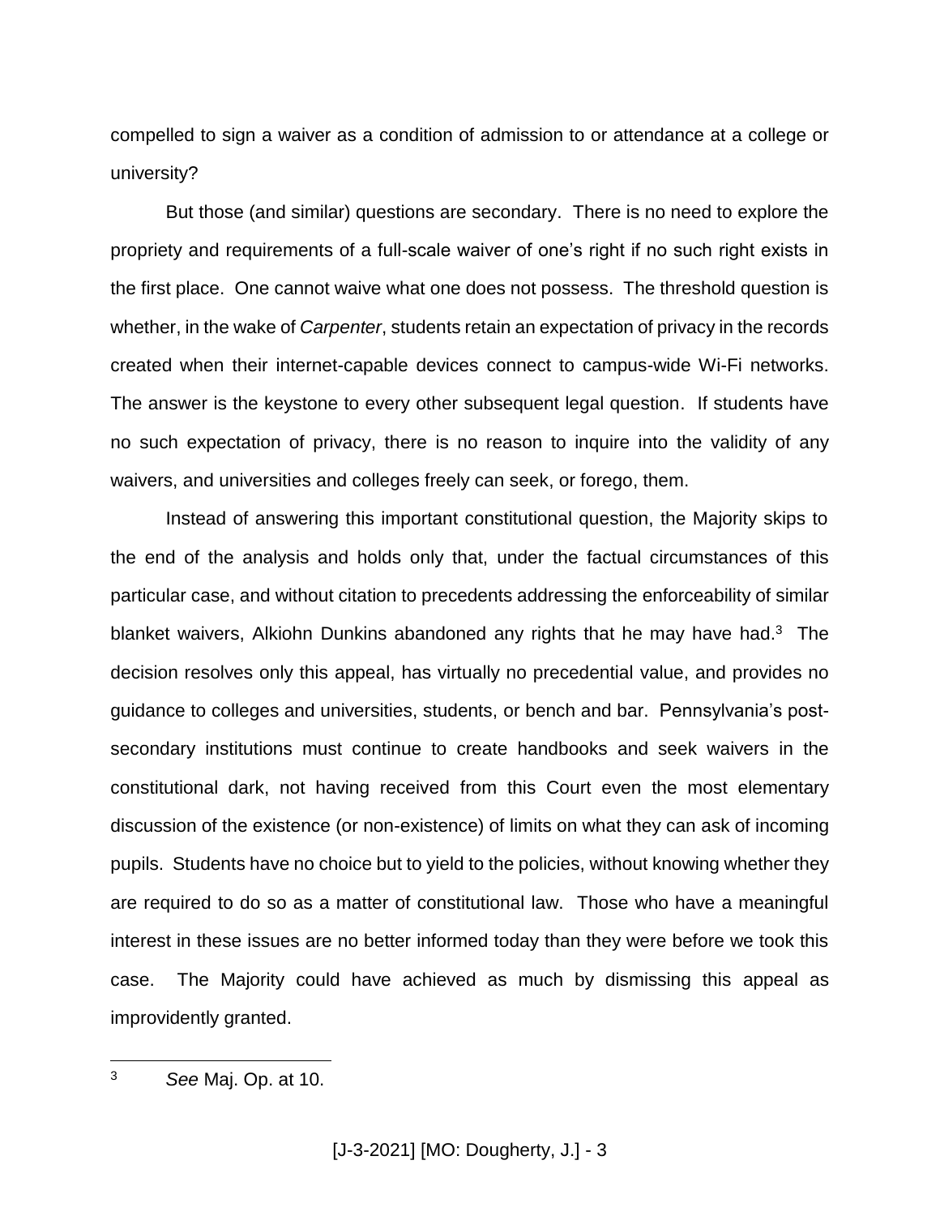compelled to sign a waiver as a condition of admission to or attendance at a college or university?

But those (and similar) questions are secondary. There is no need to explore the propriety and requirements of a full-scale waiver of one's right if no such right exists in the first place. One cannot waive what one does not possess. The threshold question is whether, in the wake of *Carpenter*, students retain an expectation of privacy in the records created when their internet-capable devices connect to campus-wide Wi-Fi networks. The answer is the keystone to every other subsequent legal question. If students have no such expectation of privacy, there is no reason to inquire into the validity of any waivers, and universities and colleges freely can seek, or forego, them.

Instead of answering this important constitutional question, the Majority skips to the end of the analysis and holds only that, under the factual circumstances of this particular case, and without citation to precedents addressing the enforceability of similar blanket waivers, Alkiohn Dunkins abandoned any rights that he may have had.[3] The decision resolves only this appeal, has virtually no precedential value, and provides no guidance to colleges and universities, students, or bench and bar. Pennsylvania's post-secondary institutions must continue to create handbooks and seek waivers in the constitutional dark, not having received from this Court even the most elementary discussion of the existence (or non-existence) of limits on what they can ask of incoming pupils. Students have no choice but to yield to the policies, without knowing whether they are required to do so as a matter of constitutional law. Those who have a meaningful interest in these issues are no better informed today than they were before we took this case. The Majority could have achieved as much by dismissing this appeal as improvidently granted.

---

[3] *See* Maj. Op. at 10.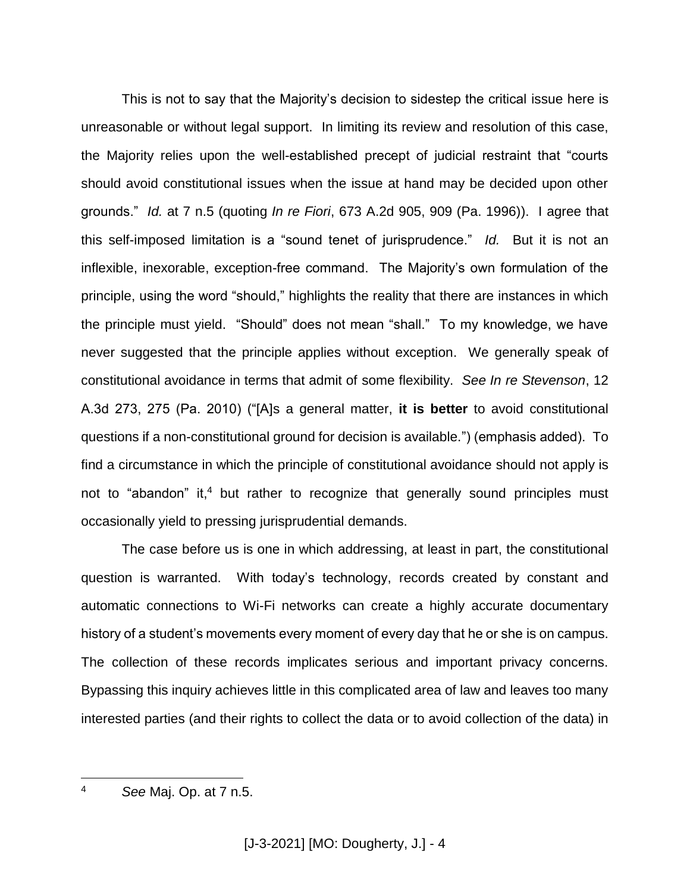This is not to say that the Majority's decision to sidestep the critical issue here is unreasonable or without legal support. In limiting its review and resolution of this case, the Majority relies upon the well-established precept of judicial restraint that "courts should avoid constitutional issues when the issue at hand may be decided upon other grounds." *Id.* at 7 n.5 (quoting *In re Fiori*, 673 A.2d 905, 909 (Pa. 1996)). I agree that this self-imposed limitation is a "sound tenet of jurisprudence." *Id.* But it is not an inflexible, inexorable, exception-free command. The Majority's own formulation of the principle, using the word "should," highlights the reality that there are instances in which the principle must yield. "Should" does not mean "shall." To my knowledge, we have never suggested that the principle applies without exception. We generally speak of constitutional avoidance in terms that admit of some flexibility. *See In re Stevenson*, 12 A.3d 273, 275 (Pa. 2010) ("[A]s a general matter, **it is better** to avoid constitutional questions if a non-constitutional ground for decision is available.") (emphasis added). To find a circumstance in which the principle of constitutional avoidance should not apply is not to "abandon" it,[4] but rather to recognize that generally sound principles must occasionally yield to pressing jurisprudential demands.

The case before us is one in which addressing, at least in part, the constitutional question is warranted. With today's technology, records created by constant and automatic connections to Wi-Fi networks can create a highly accurate documentary history of a student's movements every moment of every day that he or she is on campus. The collection of these records implicates serious and important privacy concerns. Bypassing this inquiry achieves little in this complicated area of law and leaves too many interested parties (and their rights to collect the data or to avoid collection of the data) in

---

[4] *See* Maj. Op. at 7 n.5.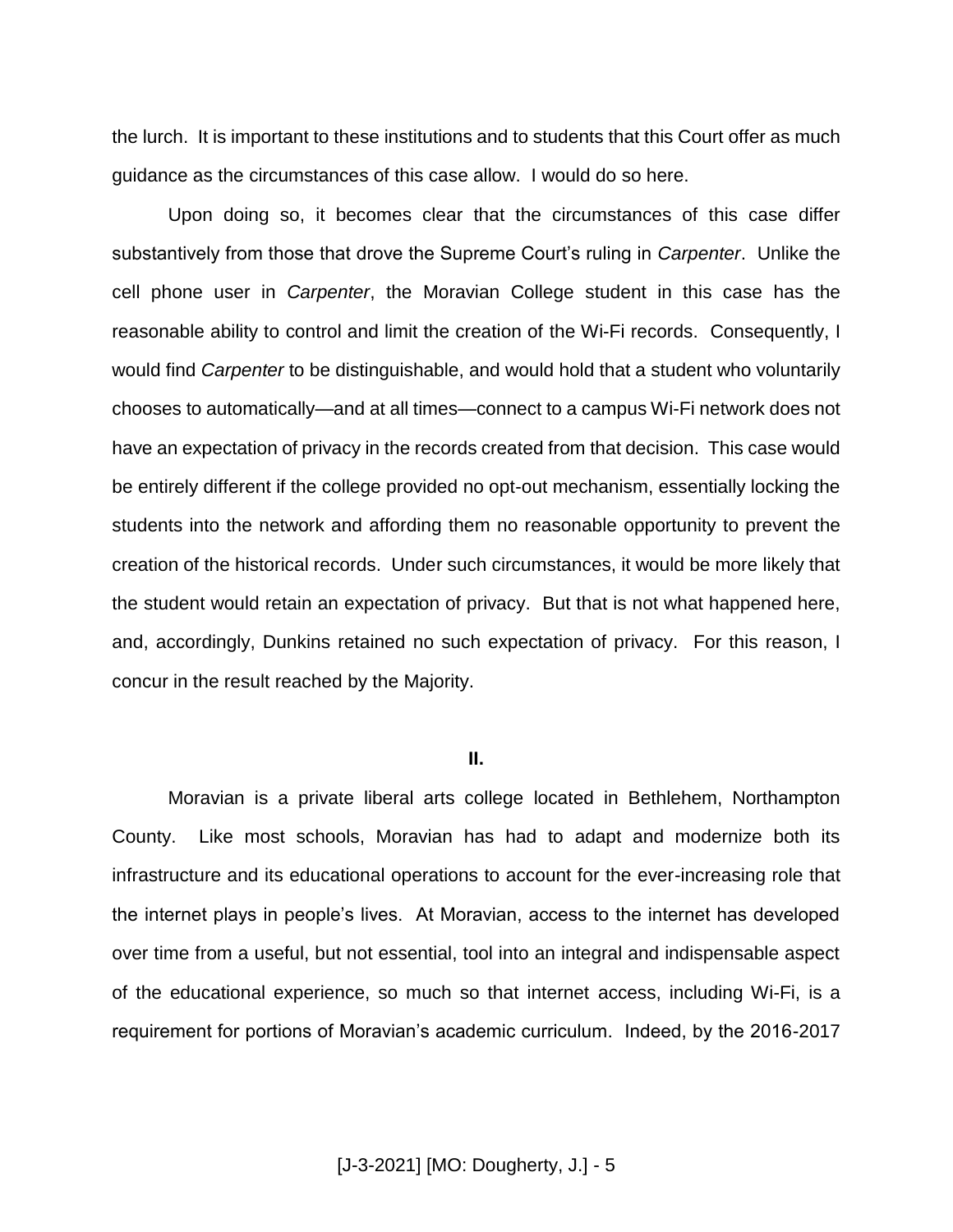the lurch. It is important to these institutions and to students that this Court offer as much guidance as the circumstances of this case allow. I would do so here.

Upon doing so, it becomes clear that the circumstances of this case differ substantively from those that drove the Supreme Court's ruling in *Carpenter*. Unlike the cell phone user in *Carpenter*, the Moravian College student in this case has the reasonable ability to control and limit the creation of the Wi-Fi records. Consequently, I would find *Carpenter* to be distinguishable, and would hold that a student who voluntarily chooses to automatically—and at all times—connect to a campus Wi-Fi network does not have an expectation of privacy in the records created from that decision. This case would be entirely different if the college provided no opt-out mechanism, essentially locking the students into the network and affording them no reasonable opportunity to prevent the creation of the historical records. Under such circumstances, it would be more likely that the student would retain an expectation of privacy. But that is not what happened here, and, accordingly, Dunkins retained no such expectation of privacy. For this reason, I concur in the result reached by the Majority.

**II.**

Moravian is a private liberal arts college located in Bethlehem, Northampton County. Like most schools, Moravian has had to adapt and modernize both its infrastructure and its educational operations to account for the ever-increasing role that the internet plays in people's lives. At Moravian, access to the internet has developed over time from a useful, but not essential, tool into an integral and indispensable aspect of the educational experience, so much so that internet access, including Wi-Fi, is a requirement for portions of Moravian's academic curriculum. Indeed, by the 2016-2017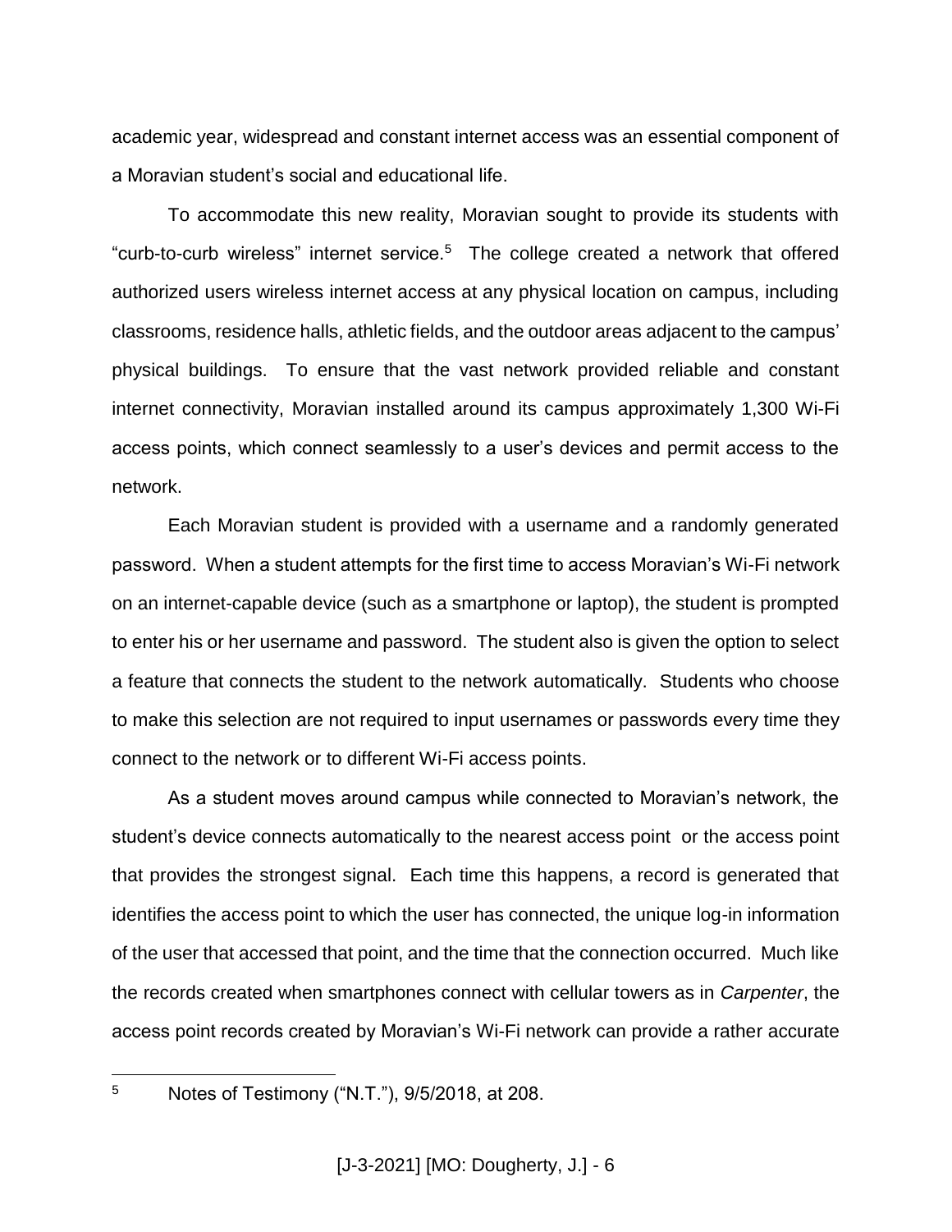academic year, widespread and constant internet access was an essential component of a Moravian student's social and educational life.

To accommodate this new reality, Moravian sought to provide its students with "curb-to-curb wireless" internet service.[5] The college created a network that offered authorized users wireless internet access at any physical location on campus, including classrooms, residence halls, athletic fields, and the outdoor areas adjacent to the campus' physical buildings. To ensure that the vast network provided reliable and constant internet connectivity, Moravian installed around its campus approximately 1,300 Wi-Fi access points, which connect seamlessly to a user's devices and permit access to the network.

Each Moravian student is provided with a username and a randomly generated password. When a student attempts for the first time to access Moravian's Wi-Fi network on an internet-capable device (such as a smartphone or laptop), the student is prompted to enter his or her username and password. The student also is given the option to select a feature that connects the student to the network automatically. Students who choose to make this selection are not required to input usernames or passwords every time they connect to the network or to different Wi-Fi access points.

As a student moves around campus while connected to Moravian's network, the student's device connects automatically to the nearest access point or the access point that provides the strongest signal. Each time this happens, a record is generated that identifies the access point to which the user has connected, the unique log-in information of the user that accessed that point, and the time that the connection occurred. Much like the records created when smartphones connect with cellular towers as in *Carpenter*, the access point records created by Moravian's Wi-Fi network can provide a rather accurate

---

[5] Notes of Testimony ("N.T."), 9/5/2018, at 208.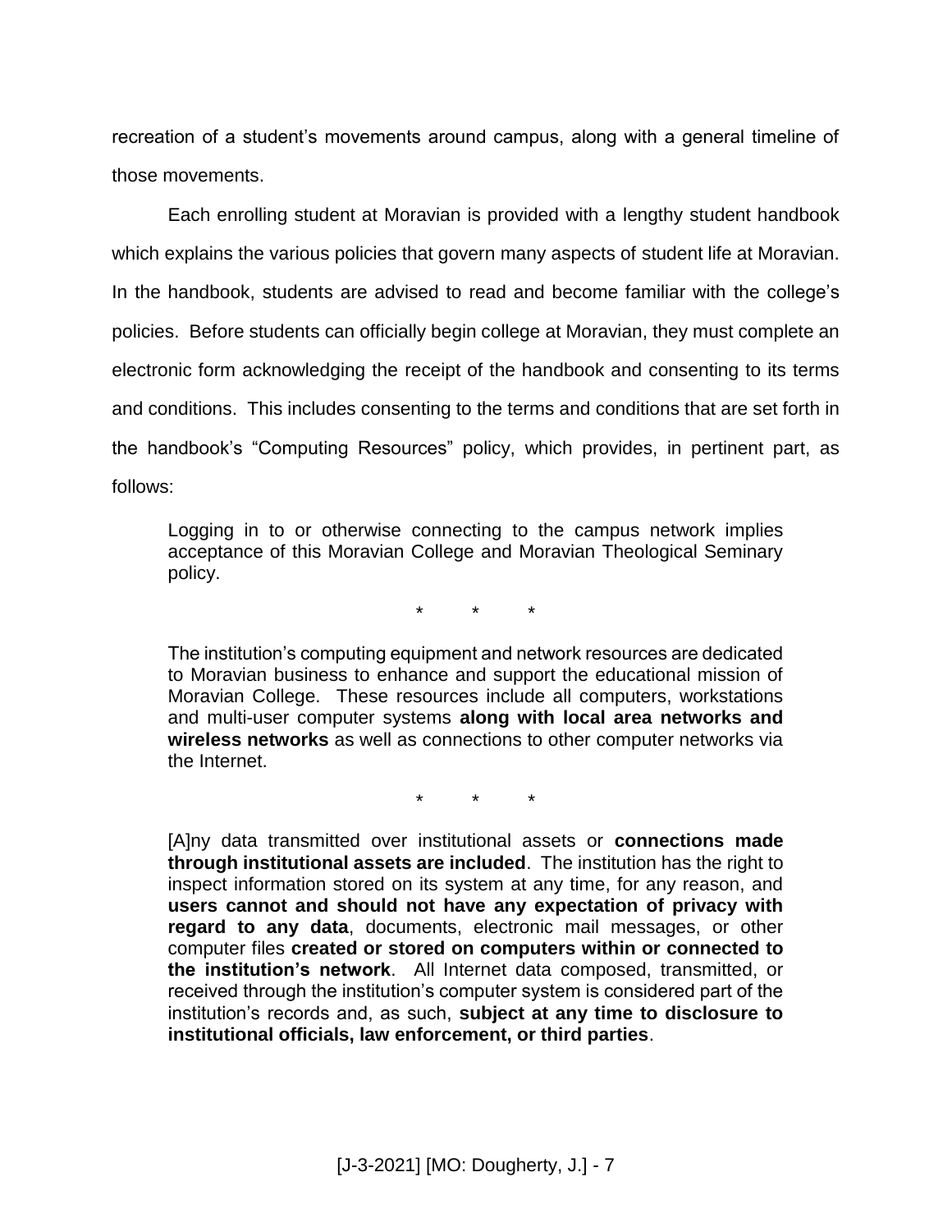recreation of a student's movements around campus, along with a general timeline of those movements.

Each enrolling student at Moravian is provided with a lengthy student handbook which explains the various policies that govern many aspects of student life at Moravian. In the handbook, students are advised to read and become familiar with the college's policies. Before students can officially begin college at Moravian, they must complete an electronic form acknowledging the receipt of the handbook and consenting to its terms and conditions. This includes consenting to the terms and conditions that are set forth in the handbook's "Computing Resources" policy, which provides, in pertinent part, as follows:

> Logging in to or otherwise connecting to the campus network implies acceptance of this Moravian College and Moravian Theological Seminary policy.
>
> \* \* \*
>
> The institution's computing equipment and network resources are dedicated to Moravian business to enhance and support the educational mission of Moravian College. These resources include all computers, workstations and multi-user computer systems **along with local area networks and wireless networks** as well as connections to other computer networks via the Internet.
>
> \* \* \*
>
> [A]ny data transmitted over institutional assets or **connections made through institutional assets are included**. The institution has the right to inspect information stored on its system at any time, for any reason, and **users cannot and should not have any expectation of privacy with regard to any data**, documents, electronic mail messages, or other computer files **created or stored on computers within or connected to the institution's network**. All Internet data composed, transmitted, or received through the institution's computer system is considered part of the institution's records and, as such, **subject at any time to disclosure to institutional officials, law enforcement, or third parties**.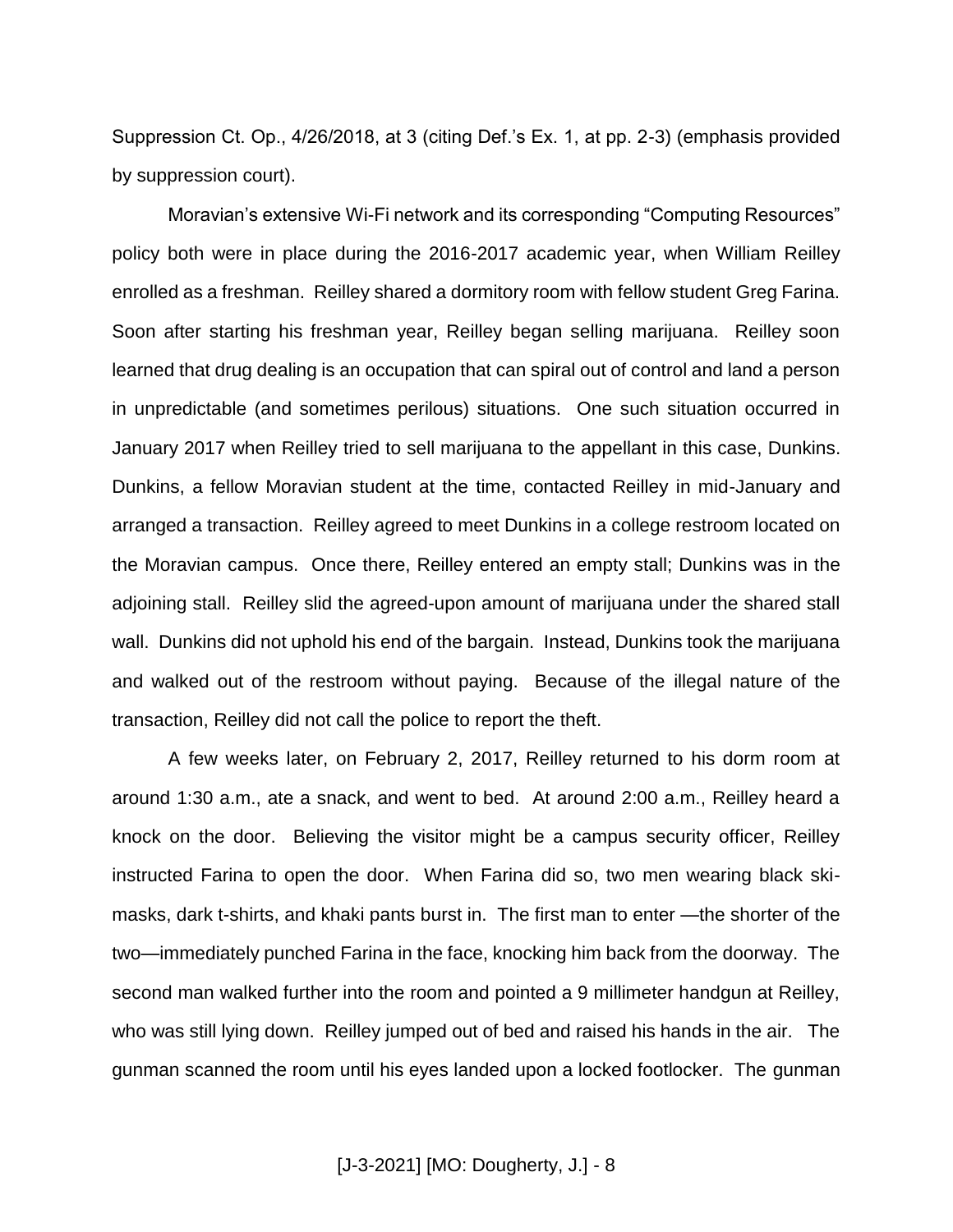Suppression Ct. Op., 4/26/2018, at 3 (citing Def.'s Ex. 1, at pp. 2-3) (emphasis provided by suppression court).

Moravian's extensive Wi-Fi network and its corresponding "Computing Resources" policy both were in place during the 2016-2017 academic year, when William Reilley enrolled as a freshman. Reilley shared a dormitory room with fellow student Greg Farina. Soon after starting his freshman year, Reilley began selling marijuana. Reilley soon learned that drug dealing is an occupation that can spiral out of control and land a person in unpredictable (and sometimes perilous) situations. One such situation occurred in January 2017 when Reilley tried to sell marijuana to the appellant in this case, Dunkins. Dunkins, a fellow Moravian student at the time, contacted Reilley in mid-January and arranged a transaction. Reilley agreed to meet Dunkins in a college restroom located on the Moravian campus. Once there, Reilley entered an empty stall; Dunkins was in the adjoining stall. Reilley slid the agreed-upon amount of marijuana under the shared stall wall. Dunkins did not uphold his end of the bargain. Instead, Dunkins took the marijuana and walked out of the restroom without paying. Because of the illegal nature of the transaction, Reilley did not call the police to report the theft.

A few weeks later, on February 2, 2017, Reilley returned to his dorm room at around 1:30 a.m., ate a snack, and went to bed. At around 2:00 a.m., Reilley heard a knock on the door. Believing the visitor might be a campus security officer, Reilley instructed Farina to open the door. When Farina did so, two men wearing black ski-masks, dark t-shirts, and khaki pants burst in. The first man to enter —the shorter of the two—immediately punched Farina in the face, knocking him back from the doorway. The second man walked further into the room and pointed a 9 millimeter handgun at Reilley, who was still lying down. Reilley jumped out of bed and raised his hands in the air. The gunman scanned the room until his eyes landed upon a locked footlocker. The gunman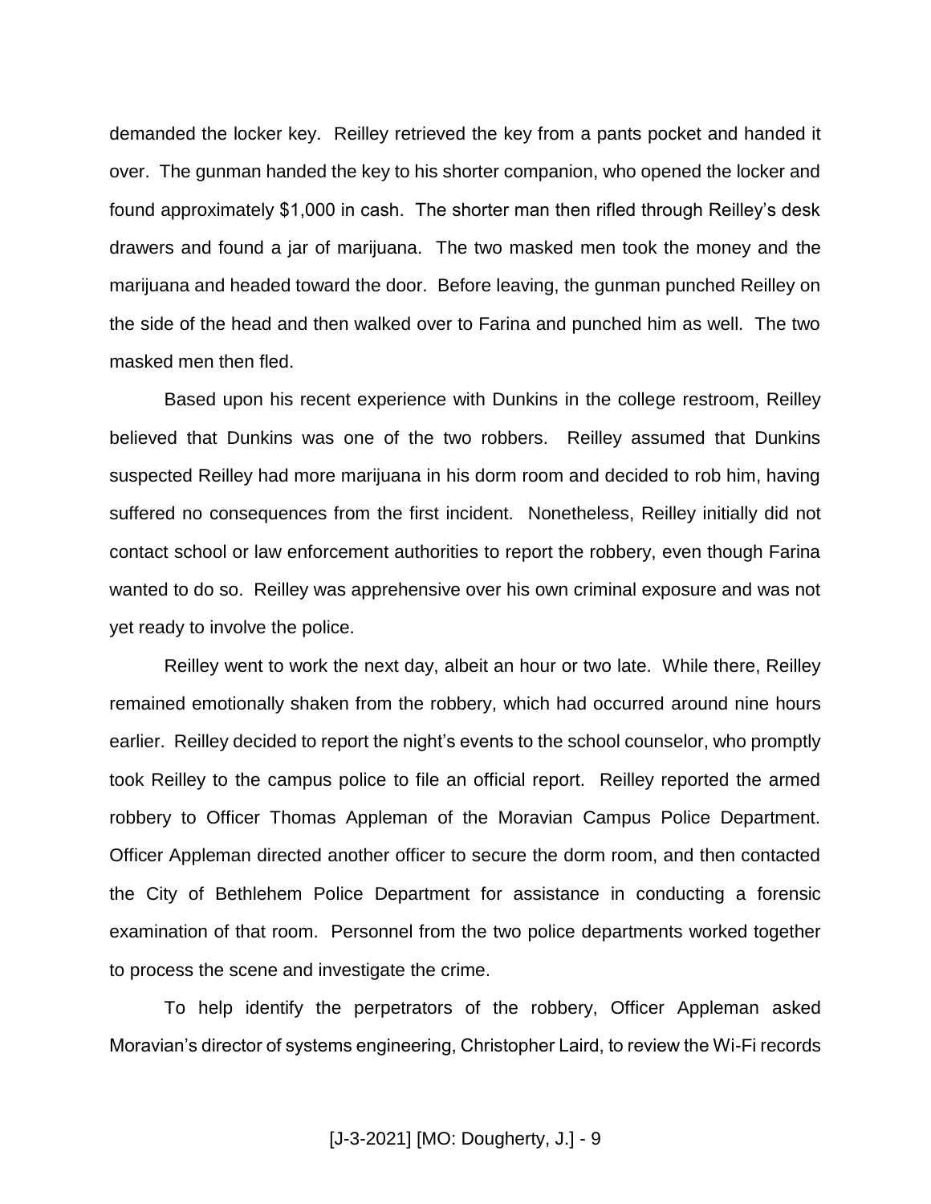demanded the locker key. Reilley retrieved the key from a pants pocket and handed it over. The gunman handed the key to his shorter companion, who opened the locker and found approximately $1,000 in cash. The shorter man then rifled through Reilley's desk drawers and found a jar of marijuana. The two masked men took the money and the marijuana and headed toward the door. Before leaving, the gunman punched Reilley on the side of the head and then walked over to Farina and punched him as well. The two masked men then fled.

Based upon his recent experience with Dunkins in the college restroom, Reilley believed that Dunkins was one of the two robbers. Reilley assumed that Dunkins suspected Reilley had more marijuana in his dorm room and decided to rob him, having suffered no consequences from the first incident. Nonetheless, Reilley initially did not contact school or law enforcement authorities to report the robbery, even though Farina wanted to do so. Reilley was apprehensive over his own criminal exposure and was not yet ready to involve the police.

Reilley went to work the next day, albeit an hour or two late. While there, Reilley remained emotionally shaken from the robbery, which had occurred around nine hours earlier. Reilley decided to report the night's events to the school counselor, who promptly took Reilley to the campus police to file an official report. Reilley reported the armed robbery to Officer Thomas Appleman of the Moravian Campus Police Department. Officer Appleman directed another officer to secure the dorm room, and then contacted the City of Bethlehem Police Department for assistance in conducting a forensic examination of that room. Personnel from the two police departments worked together to process the scene and investigate the crime.

To help identify the perpetrators of the robbery, Officer Appleman asked Moravian's director of systems engineering, Christopher Laird, to review the Wi-Fi records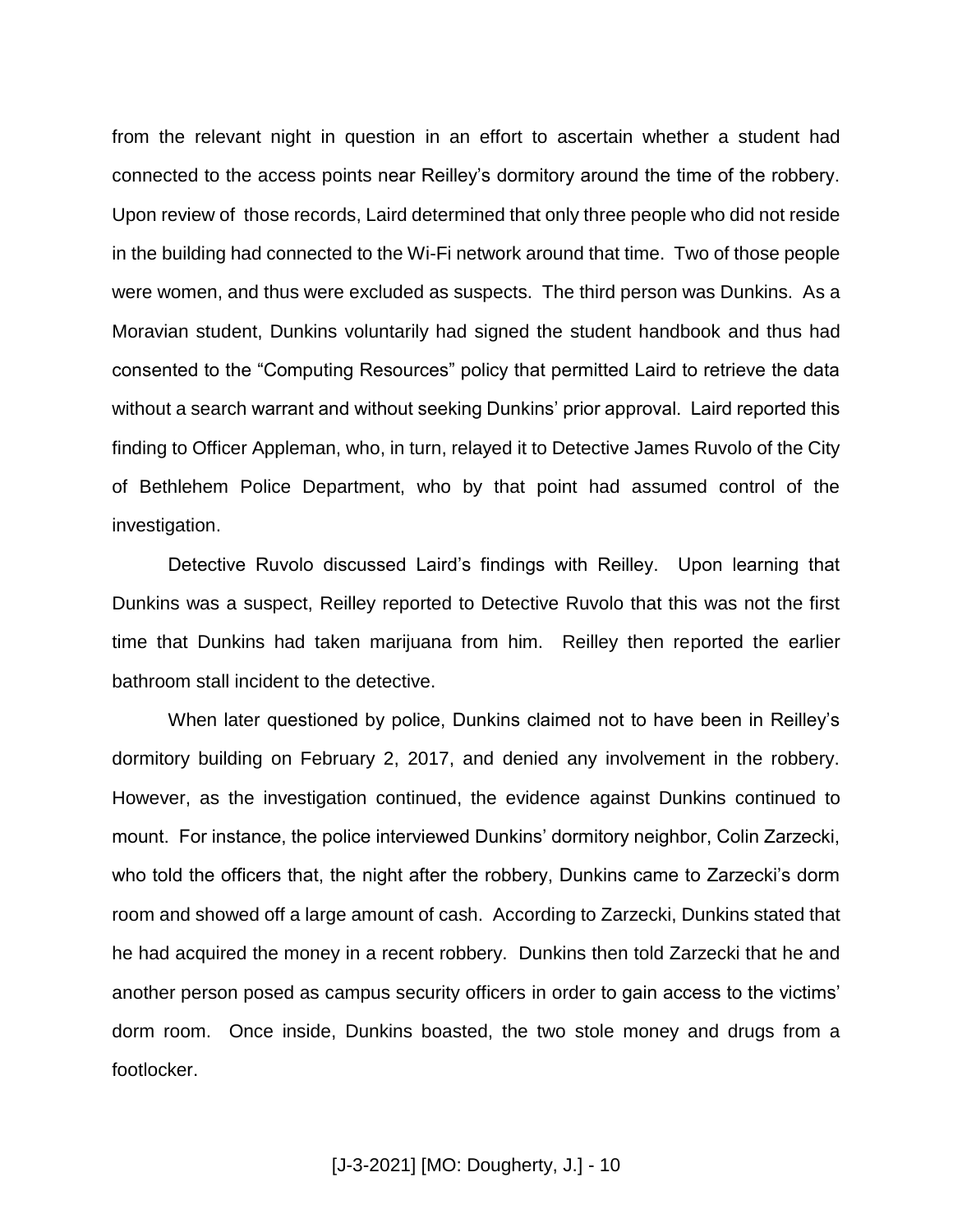from the relevant night in question in an effort to ascertain whether a student had connected to the access points near Reilley's dormitory around the time of the robbery. Upon review of those records, Laird determined that only three people who did not reside in the building had connected to the Wi-Fi network around that time. Two of those people were women, and thus were excluded as suspects. The third person was Dunkins. As a Moravian student, Dunkins voluntarily had signed the student handbook and thus had consented to the "Computing Resources" policy that permitted Laird to retrieve the data without a search warrant and without seeking Dunkins' prior approval. Laird reported this finding to Officer Appleman, who, in turn, relayed it to Detective James Ruvolo of the City of Bethlehem Police Department, who by that point had assumed control of the investigation.

Detective Ruvolo discussed Laird's findings with Reilley. Upon learning that Dunkins was a suspect, Reilley reported to Detective Ruvolo that this was not the first time that Dunkins had taken marijuana from him. Reilley then reported the earlier bathroom stall incident to the detective.

When later questioned by police, Dunkins claimed not to have been in Reilley's dormitory building on February 2, 2017, and denied any involvement in the robbery. However, as the investigation continued, the evidence against Dunkins continued to mount. For instance, the police interviewed Dunkins' dormitory neighbor, Colin Zarzecki, who told the officers that, the night after the robbery, Dunkins came to Zarzecki's dorm room and showed off a large amount of cash. According to Zarzecki, Dunkins stated that he had acquired the money in a recent robbery. Dunkins then told Zarzecki that he and another person posed as campus security officers in order to gain access to the victims' dorm room. Once inside, Dunkins boasted, the two stole money and drugs from a footlocker.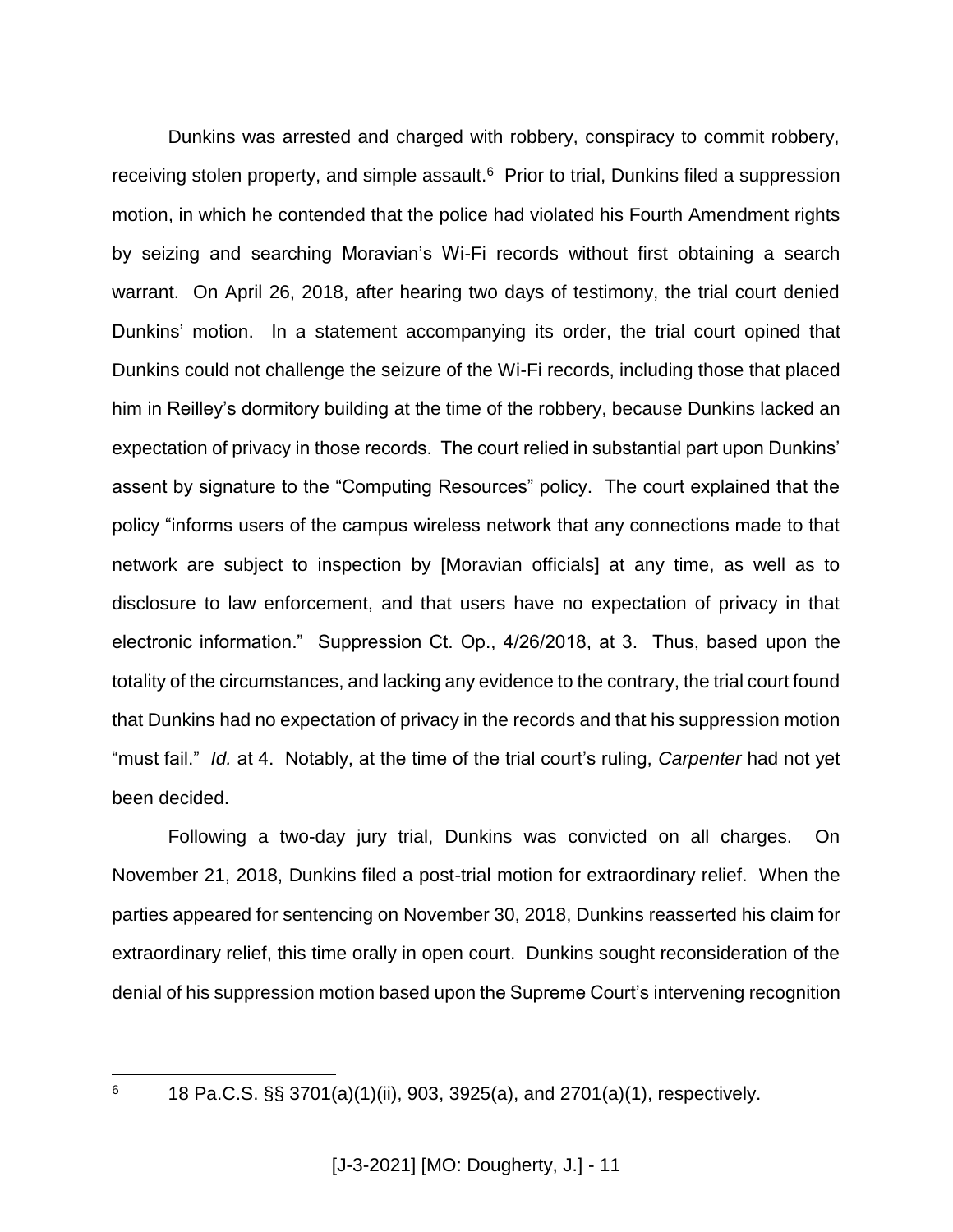Dunkins was arrested and charged with robbery, conspiracy to commit robbery, receiving stolen property, and simple assault.[6] Prior to trial, Dunkins filed a suppression motion, in which he contended that the police had violated his Fourth Amendment rights by seizing and searching Moravian's Wi-Fi records without first obtaining a search warrant. On April 26, 2018, after hearing two days of testimony, the trial court denied Dunkins' motion. In a statement accompanying its order, the trial court opined that Dunkins could not challenge the seizure of the Wi-Fi records, including those that placed him in Reilley's dormitory building at the time of the robbery, because Dunkins lacked an expectation of privacy in those records. The court relied in substantial part upon Dunkins' assent by signature to the "Computing Resources" policy. The court explained that the policy "informs users of the campus wireless network that any connections made to that network are subject to inspection by [Moravian officials] at any time, as well as to disclosure to law enforcement, and that users have no expectation of privacy in that electronic information." Suppression Ct. Op., 4/26/2018, at 3. Thus, based upon the totality of the circumstances, and lacking any evidence to the contrary, the trial court found that Dunkins had no expectation of privacy in the records and that his suppression motion "must fail." *Id.* at 4. Notably, at the time of the trial court's ruling, *Carpenter* had not yet been decided.

Following a two-day jury trial, Dunkins was convicted on all charges. On November 21, 2018, Dunkins filed a post-trial motion for extraordinary relief. When the parties appeared for sentencing on November 30, 2018, Dunkins reasserted his claim for extraordinary relief, this time orally in open court. Dunkins sought reconsideration of the denial of his suppression motion based upon the Supreme Court's intervening recognition

---

[6] 18 Pa.C.S. §§ 3701(a)(1)(ii), 903, 3925(a), and 2701(a)(1), respectively.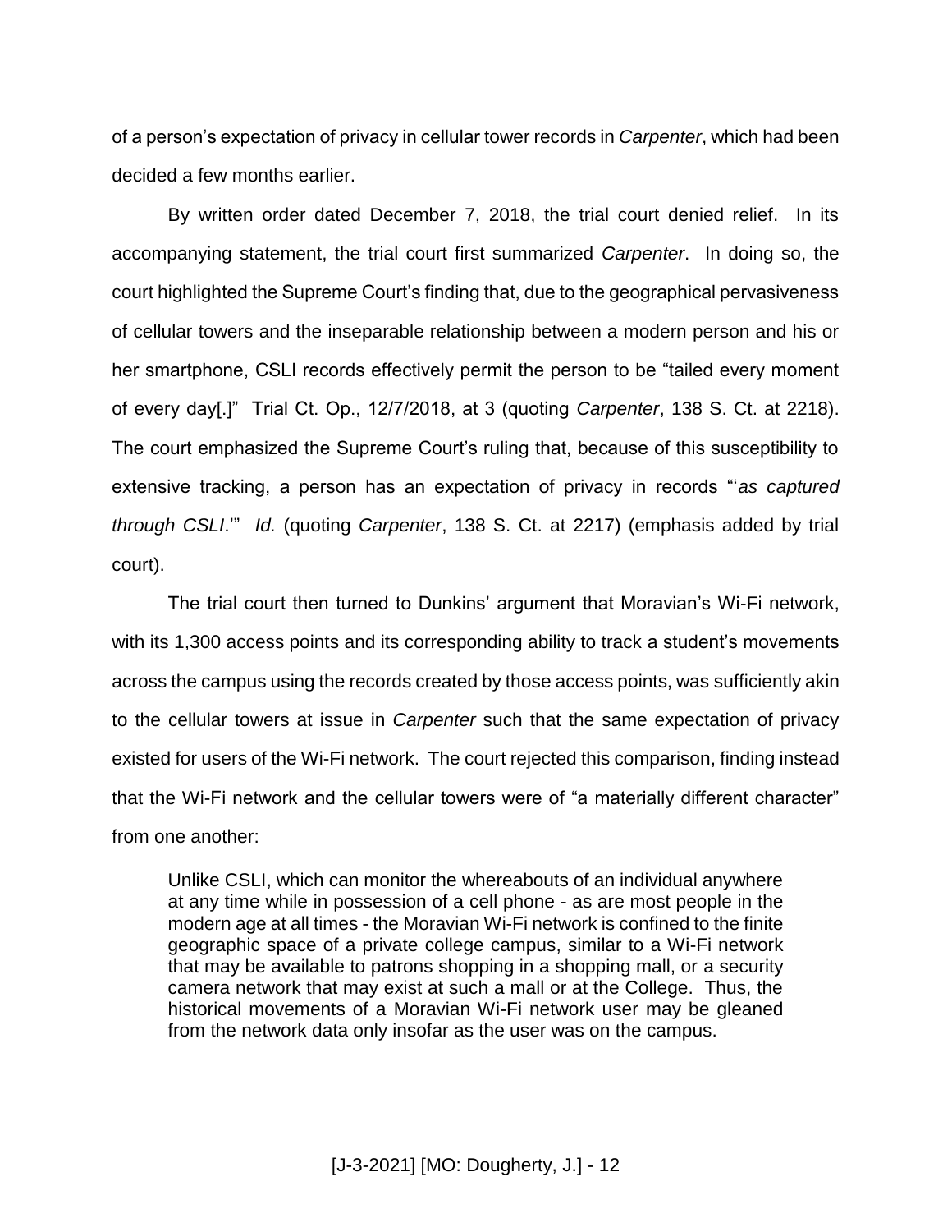of a person's expectation of privacy in cellular tower records in *Carpenter*, which had been decided a few months earlier.

By written order dated December 7, 2018, the trial court denied relief. In its accompanying statement, the trial court first summarized *Carpenter*. In doing so, the court highlighted the Supreme Court's finding that, due to the geographical pervasiveness of cellular towers and the inseparable relationship between a modern person and his or her smartphone, CSLI records effectively permit the person to be "tailed every moment of every day[.]" Trial Ct. Op., 12/7/2018, at 3 (quoting *Carpenter*, 138 S. Ct. at 2218). The court emphasized the Supreme Court's ruling that, because of this susceptibility to extensive tracking, a person has an expectation of privacy in records "'*as captured through CSLI*.'" *Id.* (quoting *Carpenter*, 138 S. Ct. at 2217) (emphasis added by trial court).

The trial court then turned to Dunkins' argument that Moravian's Wi-Fi network, with its 1,300 access points and its corresponding ability to track a student's movements across the campus using the records created by those access points, was sufficiently akin to the cellular towers at issue in *Carpenter* such that the same expectation of privacy existed for users of the Wi-Fi network. The court rejected this comparison, finding instead that the Wi-Fi network and the cellular towers were of "a materially different character" from one another:

> Unlike CSLI, which can monitor the whereabouts of an individual anywhere at any time while in possession of a cell phone - as are most people in the modern age at all times - the Moravian Wi-Fi network is confined to the finite geographic space of a private college campus, similar to a Wi-Fi network that may be available to patrons shopping in a shopping mall, or a security camera network that may exist at such a mall or at the College. Thus, the historical movements of a Moravian Wi-Fi network user may be gleaned from the network data only insofar as the user was on the campus.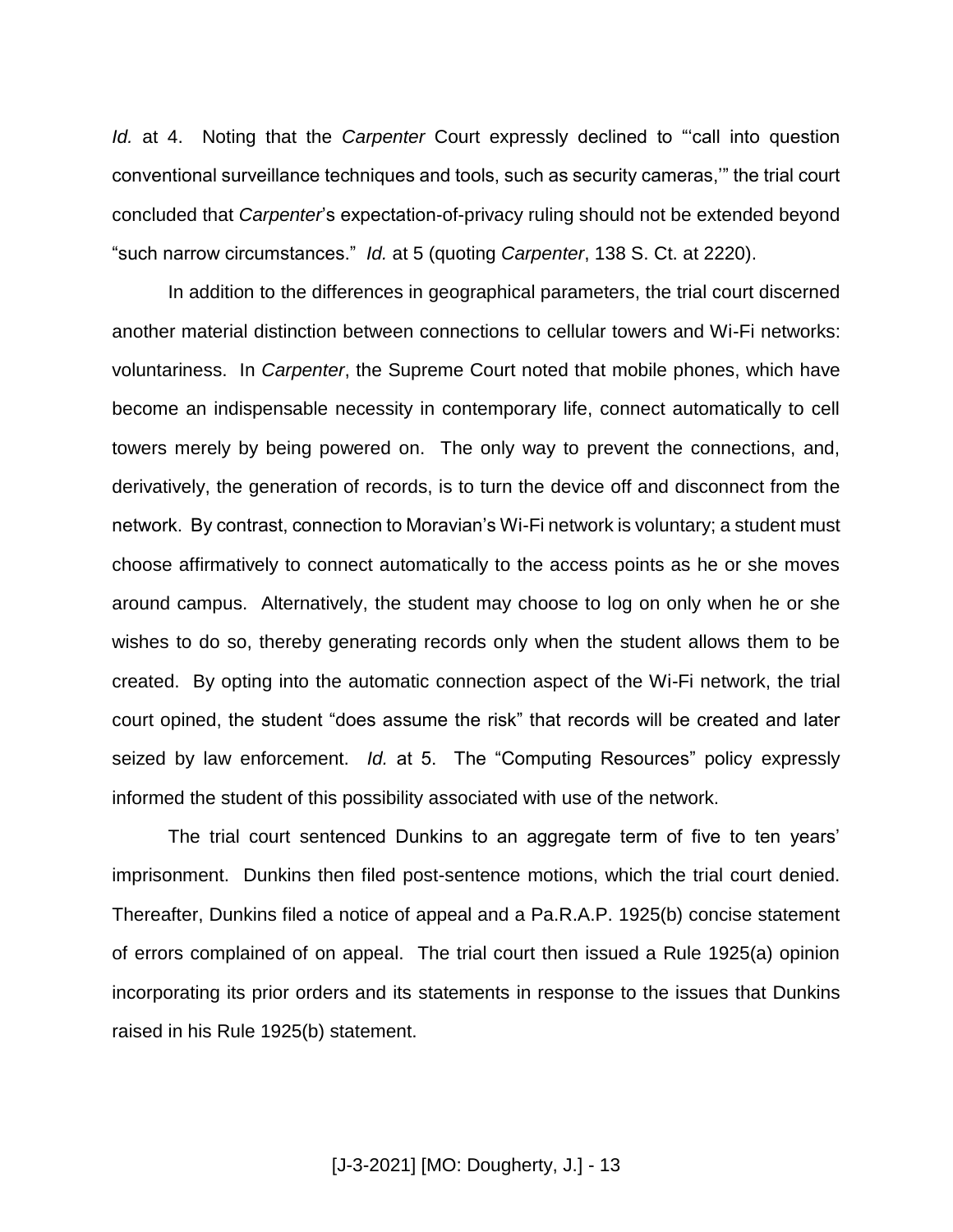*Id.* at 4. Noting that the *Carpenter* Court expressly declined to "'call into question conventional surveillance techniques and tools, such as security cameras,'" the trial court concluded that *Carpenter*'s expectation-of-privacy ruling should not be extended beyond "such narrow circumstances." *Id.* at 5 (quoting *Carpenter*, 138 S. Ct. at 2220).

In addition to the differences in geographical parameters, the trial court discerned another material distinction between connections to cellular towers and Wi-Fi networks: voluntariness. In *Carpenter*, the Supreme Court noted that mobile phones, which have become an indispensable necessity in contemporary life, connect automatically to cell towers merely by being powered on. The only way to prevent the connections, and, derivatively, the generation of records, is to turn the device off and disconnect from the network. By contrast, connection to Moravian's Wi-Fi network is voluntary; a student must choose affirmatively to connect automatically to the access points as he or she moves around campus. Alternatively, the student may choose to log on only when he or she wishes to do so, thereby generating records only when the student allows them to be created. By opting into the automatic connection aspect of the Wi-Fi network, the trial court opined, the student "does assume the risk" that records will be created and later seized by law enforcement. *Id.* at 5. The "Computing Resources" policy expressly informed the student of this possibility associated with use of the network.

The trial court sentenced Dunkins to an aggregate term of five to ten years' imprisonment. Dunkins then filed post-sentence motions, which the trial court denied. Thereafter, Dunkins filed a notice of appeal and a Pa.R.A.P. 1925(b) concise statement of errors complained of on appeal. The trial court then issued a Rule 1925(a) opinion incorporating its prior orders and its statements in response to the issues that Dunkins raised in his Rule 1925(b) statement.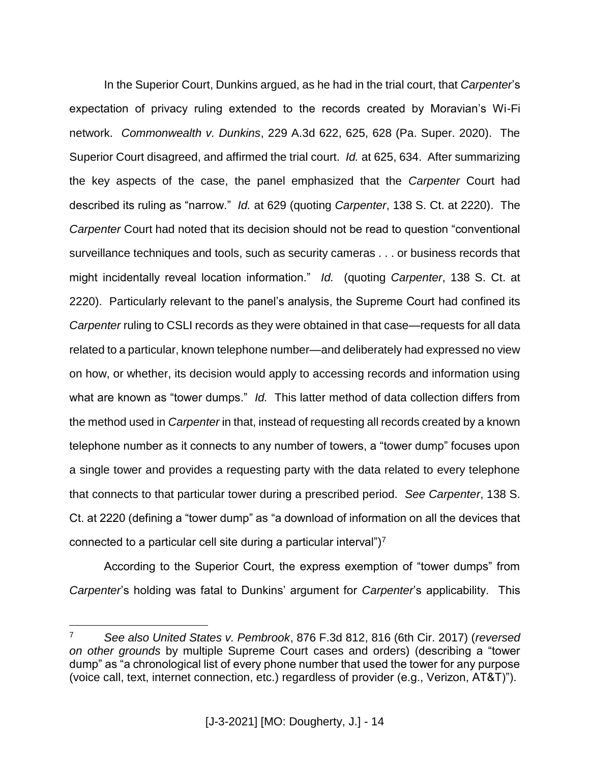In the Superior Court, Dunkins argued, as he had in the trial court, that *Carpenter*'s expectation of privacy ruling extended to the records created by Moravian's Wi-Fi network. *Commonwealth v. Dunkins*, 229 A.3d 622, 625, 628 (Pa. Super. 2020). The Superior Court disagreed, and affirmed the trial court. *Id.* at 625, 634. After summarizing the key aspects of the case, the panel emphasized that the *Carpenter* Court had described its ruling as "narrow." *Id.* at 629 (quoting *Carpenter*, 138 S. Ct. at 2220). The *Carpenter* Court had noted that its decision should not be read to question "conventional surveillance techniques and tools, such as security cameras . . . or business records that might incidentally reveal location information." *Id.* (quoting *Carpenter*, 138 S. Ct. at 2220). Particularly relevant to the panel's analysis, the Supreme Court had confined its *Carpenter* ruling to CSLI records as they were obtained in that case—requests for all data related to a particular, known telephone number—and deliberately had expressed no view on how, or whether, its decision would apply to accessing records and information using what are known as "tower dumps." *Id.* This latter method of data collection differs from the method used in *Carpenter* in that, instead of requesting all records created by a known telephone number as it connects to any number of towers, a "tower dump" focuses upon a single tower and provides a requesting party with the data related to every telephone that connects to that particular tower during a prescribed period. *See Carpenter*, 138 S. Ct. at 2220 (defining a "tower dump" as "a download of information on all the devices that connected to a particular cell site during a particular interval")[7]

According to the Superior Court, the express exemption of "tower dumps" from *Carpenter*'s holding was fatal to Dunkins' argument for *Carpenter*'s applicability. This

---

[7] *See also United States v. Pembrook*, 876 F.3d 812, 816 (6th Cir. 2017) (*reversed on other grounds* by multiple Supreme Court cases and orders) (describing a "tower dump" as "a chronological list of every phone number that used the tower for any purpose (voice call, text, internet connection, etc.) regardless of provider (e.g., Verizon, AT&T)").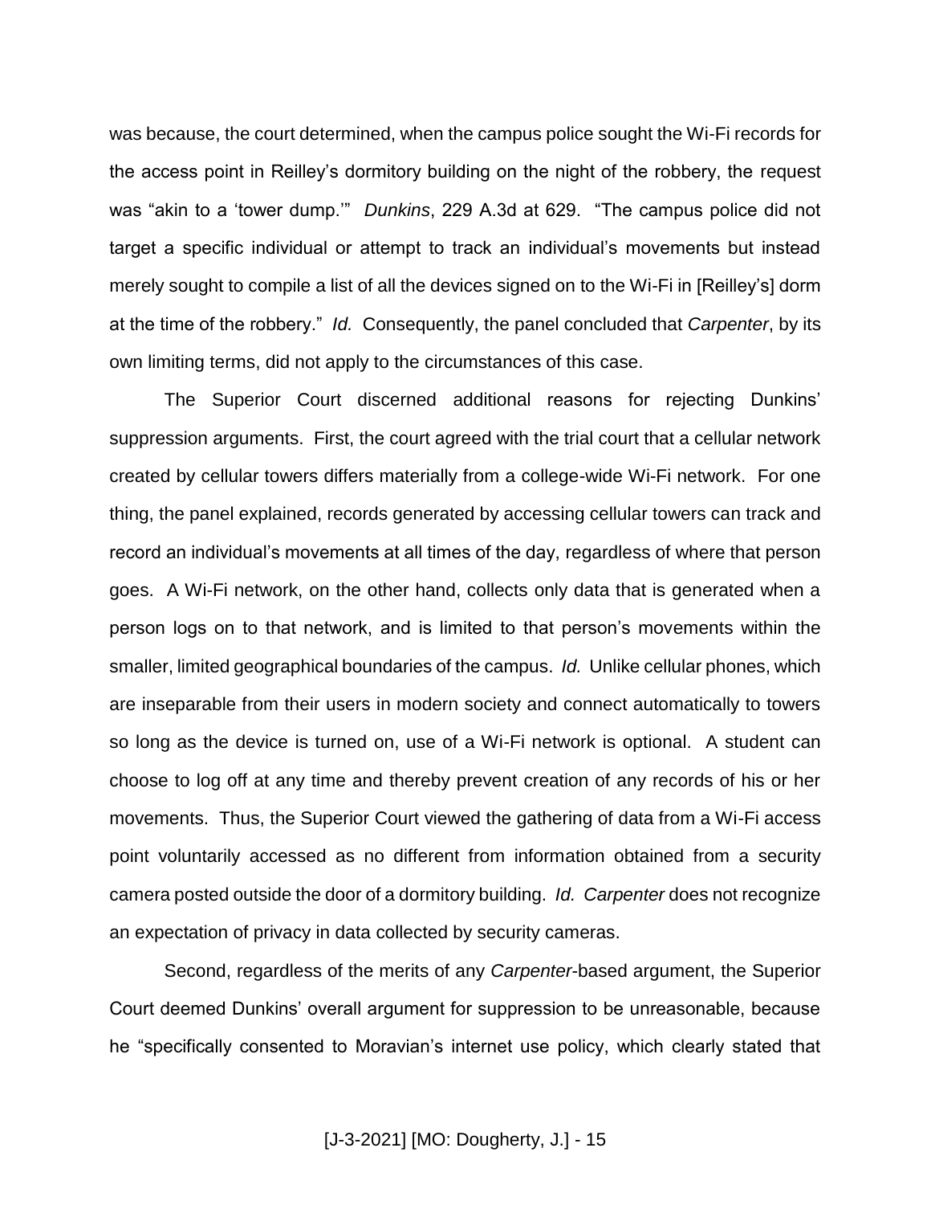was because, the court determined, when the campus police sought the Wi-Fi records for the access point in Reilley's dormitory building on the night of the robbery, the request was "akin to a 'tower dump.'" *Dunkins*, 229 A.3d at 629. "The campus police did not target a specific individual or attempt to track an individual's movements but instead merely sought to compile a list of all the devices signed on to the Wi-Fi in [Reilley's] dorm at the time of the robbery." *Id.* Consequently, the panel concluded that *Carpenter*, by its own limiting terms, did not apply to the circumstances of this case.

The Superior Court discerned additional reasons for rejecting Dunkins' suppression arguments. First, the court agreed with the trial court that a cellular network created by cellular towers differs materially from a college-wide Wi-Fi network. For one thing, the panel explained, records generated by accessing cellular towers can track and record an individual's movements at all times of the day, regardless of where that person goes. A Wi-Fi network, on the other hand, collects only data that is generated when a person logs on to that network, and is limited to that person's movements within the smaller, limited geographical boundaries of the campus. *Id.* Unlike cellular phones, which are inseparable from their users in modern society and connect automatically to towers so long as the device is turned on, use of a Wi-Fi network is optional. A student can choose to log off at any time and thereby prevent creation of any records of his or her movements. Thus, the Superior Court viewed the gathering of data from a Wi-Fi access point voluntarily accessed as no different from information obtained from a security camera posted outside the door of a dormitory building. *Id.* *Carpenter* does not recognize an expectation of privacy in data collected by security cameras.

Second, regardless of the merits of any *Carpenter*-based argument, the Superior Court deemed Dunkins' overall argument for suppression to be unreasonable, because he "specifically consented to Moravian's internet use policy, which clearly stated that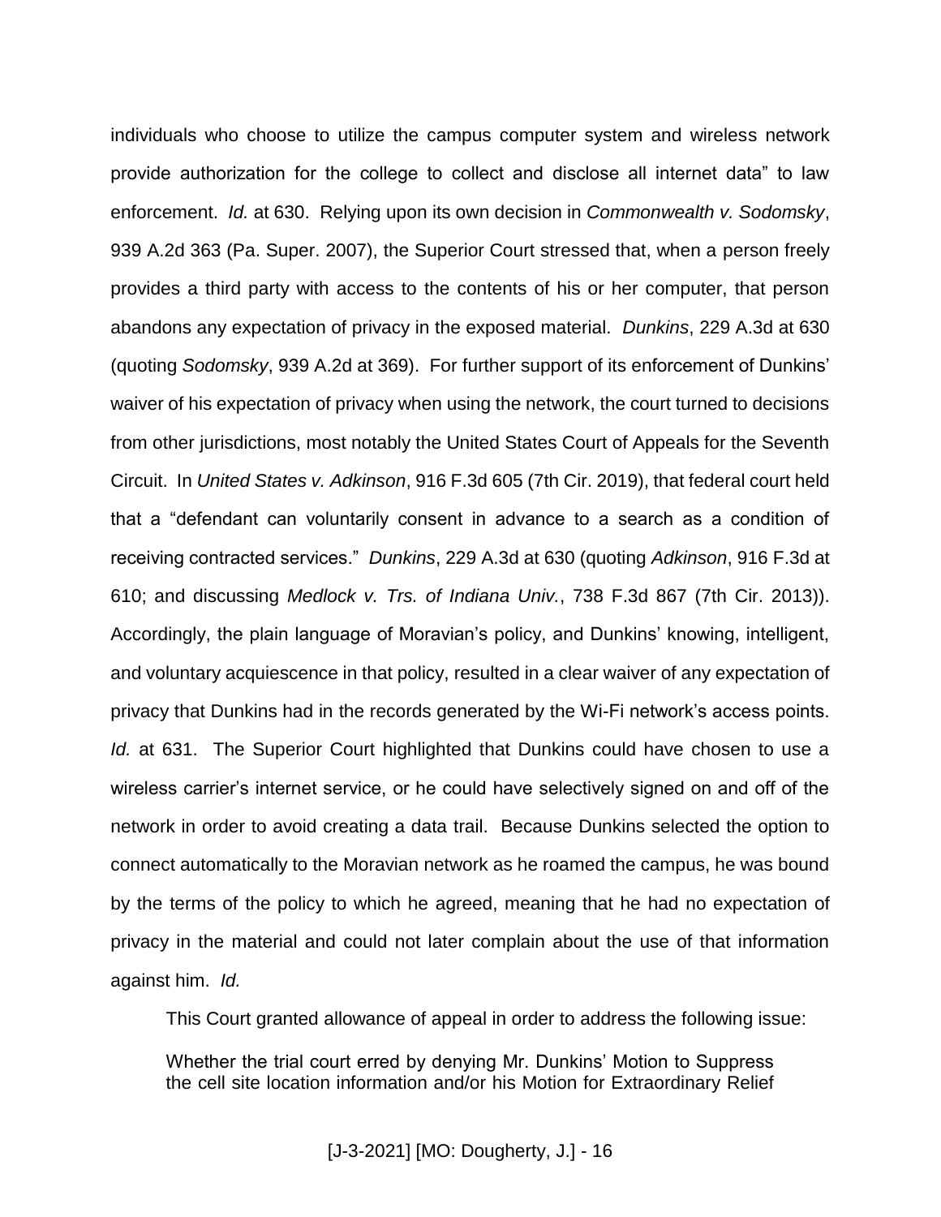individuals who choose to utilize the campus computer system and wireless network provide authorization for the college to collect and disclose all internet data" to law enforcement. *Id.* at 630. Relying upon its own decision in *Commonwealth v. Sodomsky*, 939 A.2d 363 (Pa. Super. 2007), the Superior Court stressed that, when a person freely provides a third party with access to the contents of his or her computer, that person abandons any expectation of privacy in the exposed material. *Dunkins*, 229 A.3d at 630 (quoting *Sodomsky*, 939 A.2d at 369). For further support of its enforcement of Dunkins' waiver of his expectation of privacy when using the network, the court turned to decisions from other jurisdictions, most notably the United States Court of Appeals for the Seventh Circuit. In *United States v. Adkinson*, 916 F.3d 605 (7th Cir. 2019), that federal court held that a "defendant can voluntarily consent in advance to a search as a condition of receiving contracted services." *Dunkins*, 229 A.3d at 630 (quoting *Adkinson*, 916 F.3d at 610; and discussing *Medlock v. Trs. of Indiana Univ.*, 738 F.3d 867 (7th Cir. 2013)). Accordingly, the plain language of Moravian's policy, and Dunkins' knowing, intelligent, and voluntary acquiescence in that policy, resulted in a clear waiver of any expectation of privacy that Dunkins had in the records generated by the Wi-Fi network's access points. *Id.* at 631. The Superior Court highlighted that Dunkins could have chosen to use a wireless carrier's internet service, or he could have selectively signed on and off of the network in order to avoid creating a data trail. Because Dunkins selected the option to connect automatically to the Moravian network as he roamed the campus, he was bound by the terms of the policy to which he agreed, meaning that he had no expectation of privacy in the material and could not later complain about the use of that information against him. *Id.*

This Court granted allowance of appeal in order to address the following issue:

> Whether the trial court erred by denying Mr. Dunkins' Motion to Suppress the cell site location information and/or his Motion for Extraordinary Relief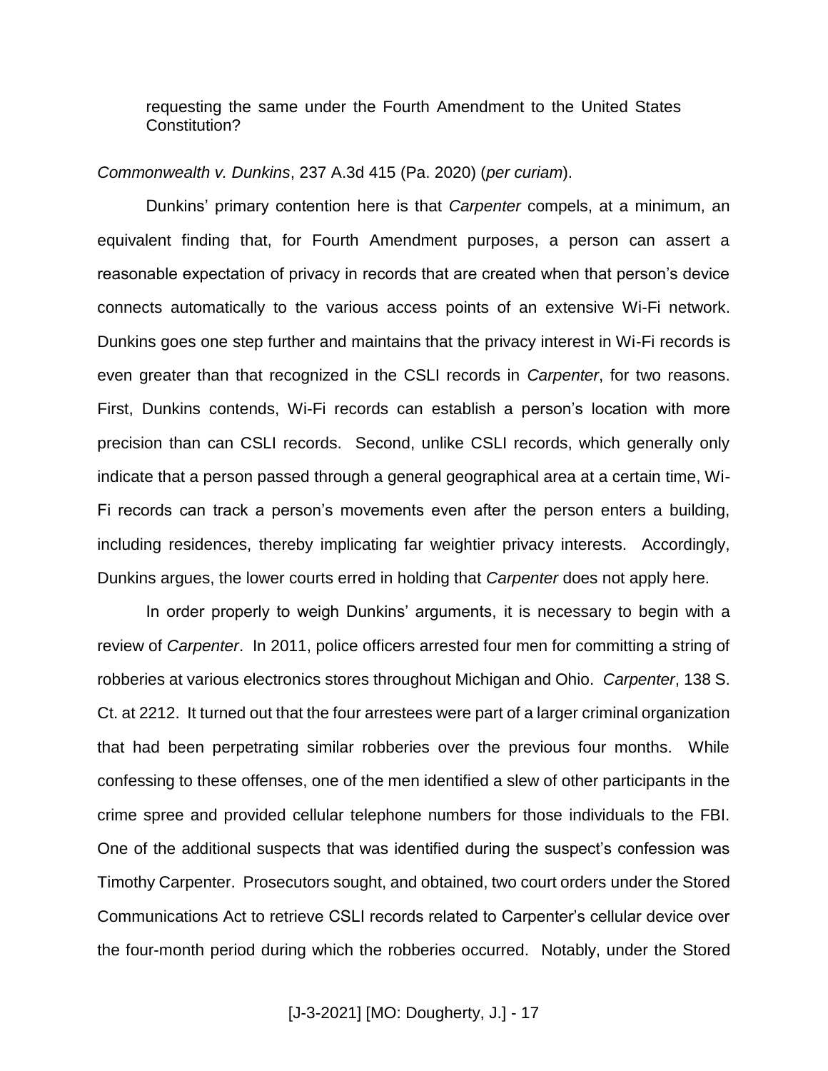requesting the same under the Fourth Amendment to the United States Constitution?

*Commonwealth v. Dunkins*, 237 A.3d 415 (Pa. 2020) (*per curiam*).

Dunkins' primary contention here is that *Carpenter* compels, at a minimum, an equivalent finding that, for Fourth Amendment purposes, a person can assert a reasonable expectation of privacy in records that are created when that person's device connects automatically to the various access points of an extensive Wi-Fi network. Dunkins goes one step further and maintains that the privacy interest in Wi-Fi records is even greater than that recognized in the CSLI records in *Carpenter*, for two reasons. First, Dunkins contends, Wi-Fi records can establish a person's location with more precision than can CSLI records. Second, unlike CSLI records, which generally only indicate that a person passed through a general geographical area at a certain time, Wi-Fi records can track a person's movements even after the person enters a building, including residences, thereby implicating far weightier privacy interests. Accordingly, Dunkins argues, the lower courts erred in holding that *Carpenter* does not apply here.

In order properly to weigh Dunkins' arguments, it is necessary to begin with a review of *Carpenter*. In 2011, police officers arrested four men for committing a string of robberies at various electronics stores throughout Michigan and Ohio. *Carpenter*, 138 S. Ct. at 2212. It turned out that the four arrestees were part of a larger criminal organization that had been perpetrating similar robberies over the previous four months. While confessing to these offenses, one of the men identified a slew of other participants in the crime spree and provided cellular telephone numbers for those individuals to the FBI. One of the additional suspects that was identified during the suspect's confession was Timothy Carpenter. Prosecutors sought, and obtained, two court orders under the Stored Communications Act to retrieve CSLI records related to Carpenter's cellular device over the four-month period during which the robberies occurred. Notably, under the Stored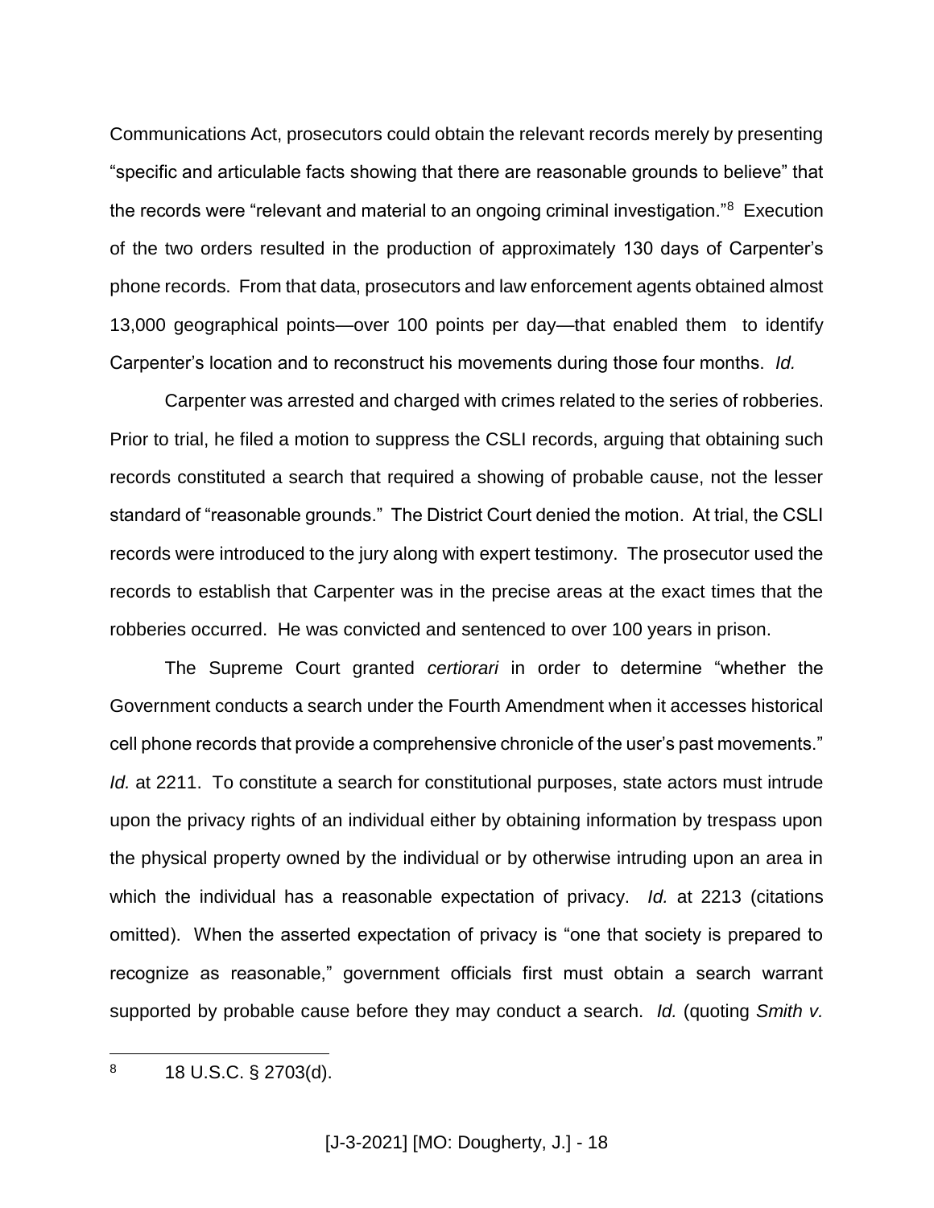Communications Act, prosecutors could obtain the relevant records merely by presenting "specific and articulable facts showing that there are reasonable grounds to believe" that the records were "relevant and material to an ongoing criminal investigation."[8] Execution of the two orders resulted in the production of approximately 130 days of Carpenter's phone records. From that data, prosecutors and law enforcement agents obtained almost 13,000 geographical points—over 100 points per day—that enabled them to identify Carpenter's location and to reconstruct his movements during those four months. *Id.*

Carpenter was arrested and charged with crimes related to the series of robberies. Prior to trial, he filed a motion to suppress the CSLI records, arguing that obtaining such records constituted a search that required a showing of probable cause, not the lesser standard of "reasonable grounds." The District Court denied the motion. At trial, the CSLI records were introduced to the jury along with expert testimony. The prosecutor used the records to establish that Carpenter was in the precise areas at the exact times that the robberies occurred. He was convicted and sentenced to over 100 years in prison.

The Supreme Court granted *certiorari* in order to determine "whether the Government conducts a search under the Fourth Amendment when it accesses historical cell phone records that provide a comprehensive chronicle of the user's past movements." *Id.* at 2211. To constitute a search for constitutional purposes, state actors must intrude upon the privacy rights of an individual either by obtaining information by trespass upon the physical property owned by the individual or by otherwise intruding upon an area in which the individual has a reasonable expectation of privacy. *Id.* at 2213 (citations omitted). When the asserted expectation of privacy is "one that society is prepared to recognize as reasonable," government officials first must obtain a search warrant supported by probable cause before they may conduct a search. *Id.* (quoting *Smith v.*

---

[8] 18 U.S.C. § 2703(d).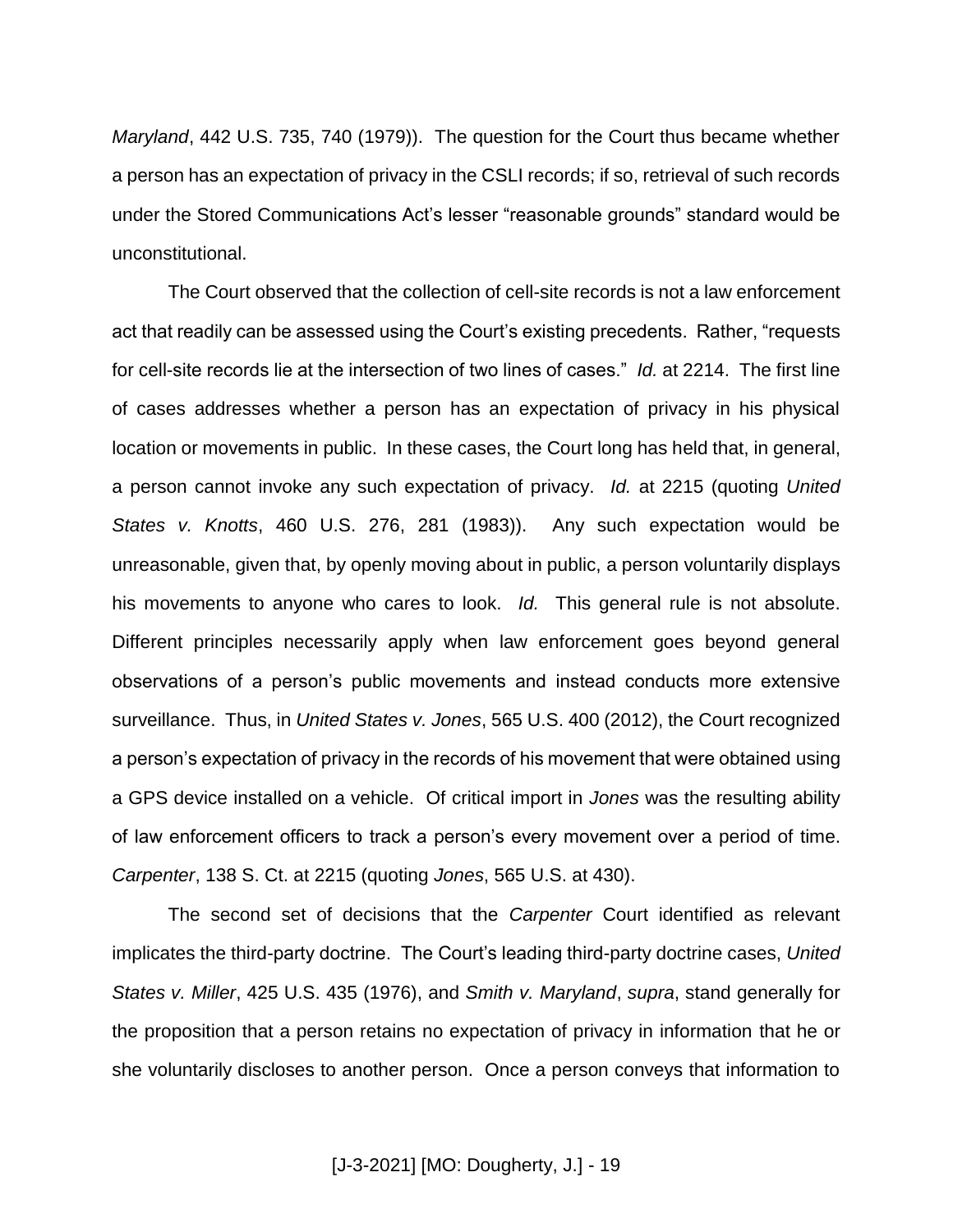*Maryland*, 442 U.S. 735, 740 (1979)). The question for the Court thus became whether a person has an expectation of privacy in the CSLI records; if so, retrieval of such records under the Stored Communications Act's lesser "reasonable grounds" standard would be unconstitutional.

The Court observed that the collection of cell-site records is not a law enforcement act that readily can be assessed using the Court's existing precedents. Rather, "requests for cell-site records lie at the intersection of two lines of cases." *Id.* at 2214. The first line of cases addresses whether a person has an expectation of privacy in his physical location or movements in public. In these cases, the Court long has held that, in general, a person cannot invoke any such expectation of privacy. *Id.* at 2215 (quoting *United States v. Knotts*, 460 U.S. 276, 281 (1983)). Any such expectation would be unreasonable, given that, by openly moving about in public, a person voluntarily displays his movements to anyone who cares to look. *Id.* This general rule is not absolute. Different principles necessarily apply when law enforcement goes beyond general observations of a person's public movements and instead conducts more extensive surveillance. Thus, in *United States v. Jones*, 565 U.S. 400 (2012), the Court recognized a person's expectation of privacy in the records of his movement that were obtained using a GPS device installed on a vehicle. Of critical import in *Jones* was the resulting ability of law enforcement officers to track a person's every movement over a period of time. *Carpenter*, 138 S. Ct. at 2215 (quoting *Jones*, 565 U.S. at 430).

The second set of decisions that the *Carpenter* Court identified as relevant implicates the third-party doctrine. The Court's leading third-party doctrine cases, *United States v. Miller*, 425 U.S. 435 (1976), and *Smith v. Maryland*, *supra*, stand generally for the proposition that a person retains no expectation of privacy in information that he or she voluntarily discloses to another person. Once a person conveys that information to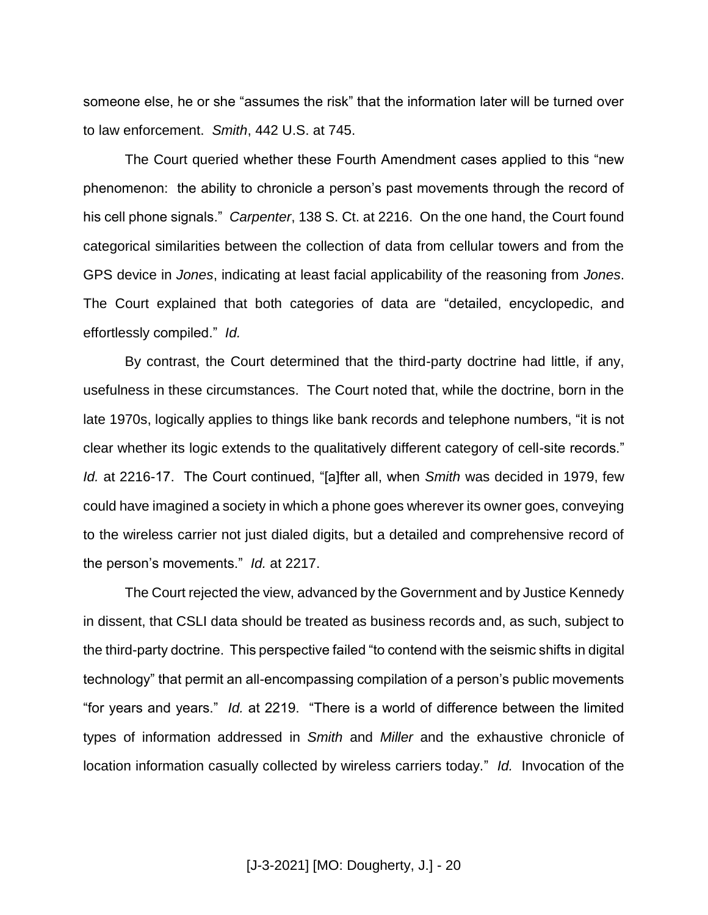someone else, he or she "assumes the risk" that the information later will be turned over to law enforcement. *Smith*, 442 U.S. at 745.

The Court queried whether these Fourth Amendment cases applied to this "new phenomenon: the ability to chronicle a person's past movements through the record of his cell phone signals." *Carpenter*, 138 S. Ct. at 2216. On the one hand, the Court found categorical similarities between the collection of data from cellular towers and from the GPS device in *Jones*, indicating at least facial applicability of the reasoning from *Jones*. The Court explained that both categories of data are "detailed, encyclopedic, and effortlessly compiled." *Id.*

By contrast, the Court determined that the third-party doctrine had little, if any, usefulness in these circumstances. The Court noted that, while the doctrine, born in the late 1970s, logically applies to things like bank records and telephone numbers, "it is not clear whether its logic extends to the qualitatively different category of cell-site records." *Id.* at 2216-17. The Court continued, "[a]fter all, when *Smith* was decided in 1979, few could have imagined a society in which a phone goes wherever its owner goes, conveying to the wireless carrier not just dialed digits, but a detailed and comprehensive record of the person's movements." *Id.* at 2217.

The Court rejected the view, advanced by the Government and by Justice Kennedy in dissent, that CSLI data should be treated as business records and, as such, subject to the third-party doctrine. This perspective failed "to contend with the seismic shifts in digital technology" that permit an all-encompassing compilation of a person's public movements "for years and years." *Id.* at 2219. "There is a world of difference between the limited types of information addressed in *Smith* and *Miller* and the exhaustive chronicle of location information casually collected by wireless carriers today." *Id.* Invocation of the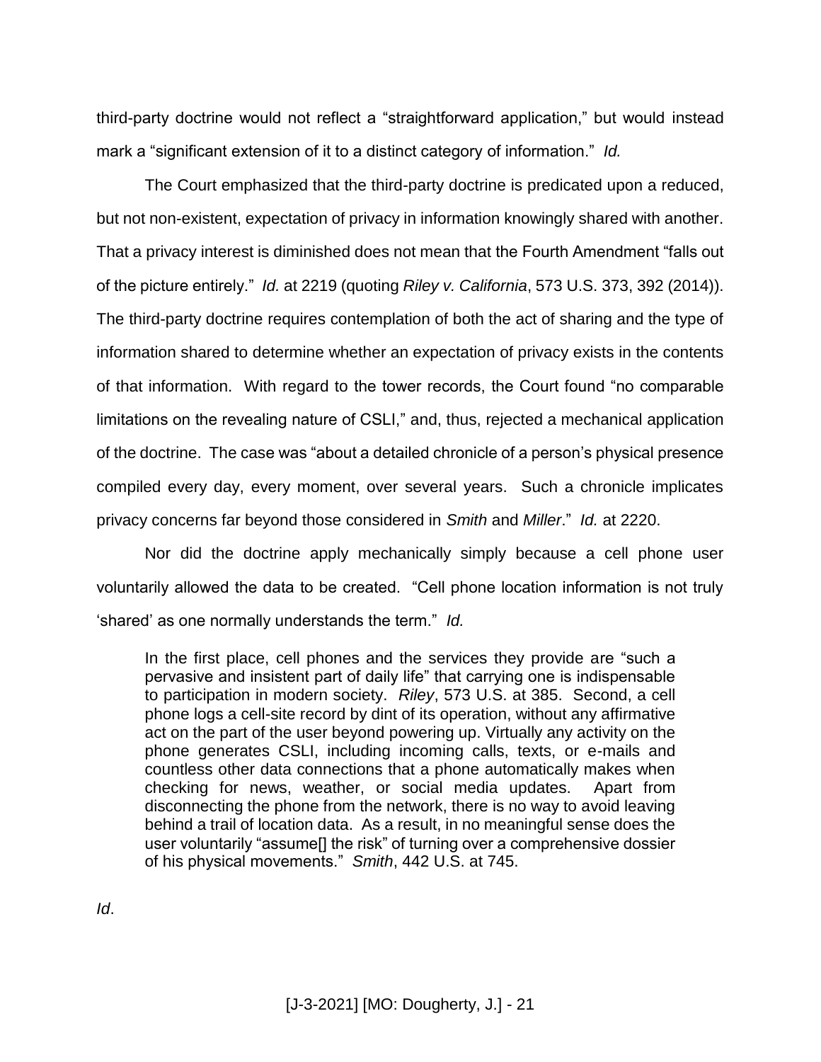third-party doctrine would not reflect a "straightforward application," but would instead mark a "significant extension of it to a distinct category of information." *Id.*

The Court emphasized that the third-party doctrine is predicated upon a reduced, but not non-existent, expectation of privacy in information knowingly shared with another. That a privacy interest is diminished does not mean that the Fourth Amendment "falls out of the picture entirely." *Id.* at 2219 (quoting *Riley v. California*, 573 U.S. 373, 392 (2014)). The third-party doctrine requires contemplation of both the act of sharing and the type of information shared to determine whether an expectation of privacy exists in the contents of that information. With regard to the tower records, the Court found "no comparable limitations on the revealing nature of CSLI," and, thus, rejected a mechanical application of the doctrine. The case was "about a detailed chronicle of a person's physical presence compiled every day, every moment, over several years. Such a chronicle implicates privacy concerns far beyond those considered in *Smith* and *Miller*." *Id.* at 2220.

Nor did the doctrine apply mechanically simply because a cell phone user voluntarily allowed the data to be created. "Cell phone location information is not truly 'shared' as one normally understands the term." *Id.*

> In the first place, cell phones and the services they provide are "such a pervasive and insistent part of daily life" that carrying one is indispensable to participation in modern society. *Riley*, 573 U.S. at 385. Second, a cell phone logs a cell-site record by dint of its operation, without any affirmative act on the part of the user beyond powering up. Virtually any activity on the phone generates CSLI, including incoming calls, texts, or e-mails and countless other data connections that a phone automatically makes when checking for news, weather, or social media updates. Apart from disconnecting the phone from the network, there is no way to avoid leaving behind a trail of location data. As a result, in no meaningful sense does the user voluntarily "assume[] the risk" of turning over a comprehensive dossier of his physical movements." *Smith*, 442 U.S. at 745.

*Id*.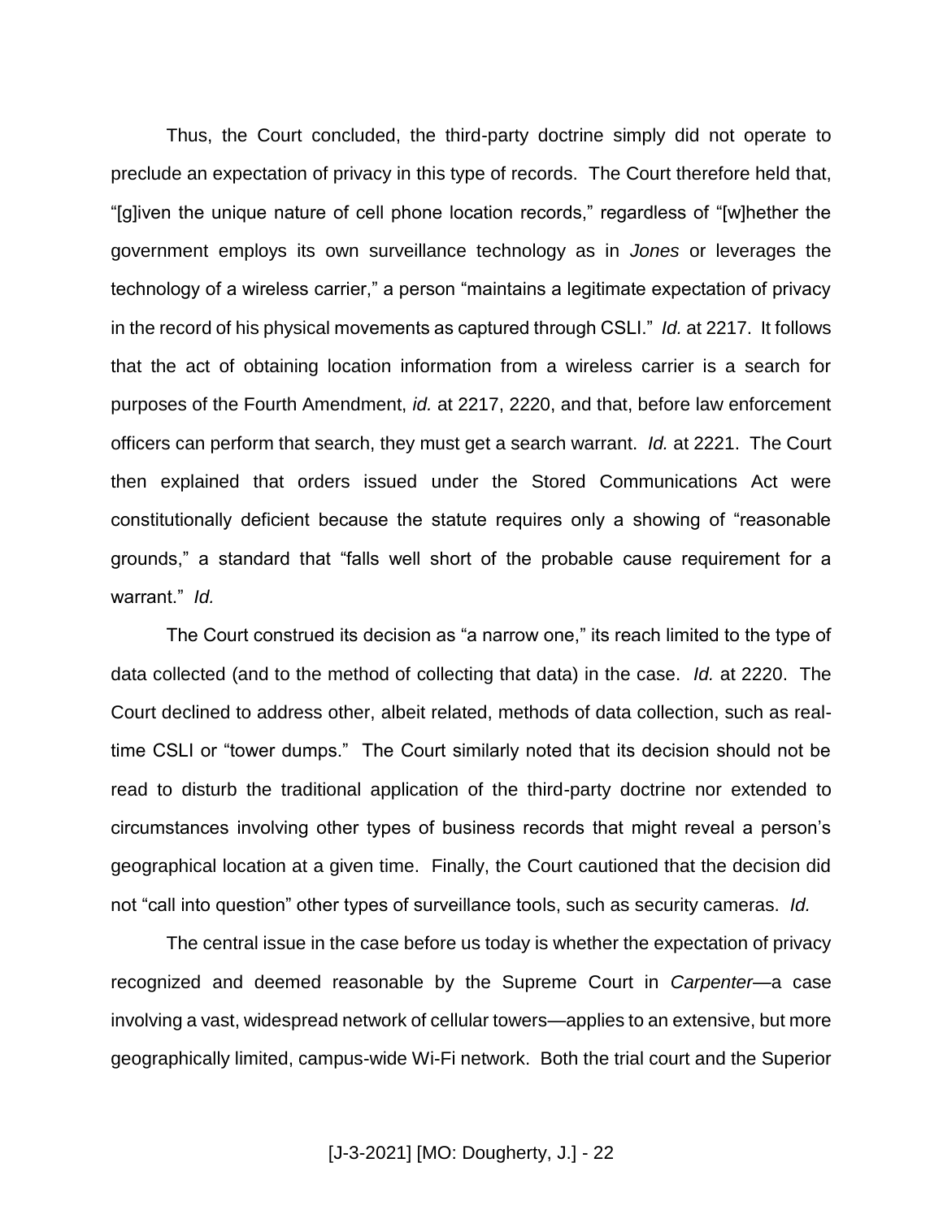Thus, the Court concluded, the third-party doctrine simply did not operate to preclude an expectation of privacy in this type of records. The Court therefore held that, "[g]iven the unique nature of cell phone location records," regardless of "[w]hether the government employs its own surveillance technology as in *Jones* or leverages the technology of a wireless carrier," a person "maintains a legitimate expectation of privacy in the record of his physical movements as captured through CSLI." *Id.* at 2217. It follows that the act of obtaining location information from a wireless carrier is a search for purposes of the Fourth Amendment, *id.* at 2217, 2220, and that, before law enforcement officers can perform that search, they must get a search warrant. *Id.* at 2221. The Court then explained that orders issued under the Stored Communications Act were constitutionally deficient because the statute requires only a showing of "reasonable grounds," a standard that "falls well short of the probable cause requirement for a warrant." *Id.*

The Court construed its decision as "a narrow one," its reach limited to the type of data collected (and to the method of collecting that data) in the case. *Id.* at 2220. The Court declined to address other, albeit related, methods of data collection, such as real-time CSLI or "tower dumps." The Court similarly noted that its decision should not be read to disturb the traditional application of the third-party doctrine nor extended to circumstances involving other types of business records that might reveal a person's geographical location at a given time. Finally, the Court cautioned that the decision did not "call into question" other types of surveillance tools, such as security cameras. *Id.*

The central issue in the case before us today is whether the expectation of privacy recognized and deemed reasonable by the Supreme Court in *Carpenter*—a case involving a vast, widespread network of cellular towers—applies to an extensive, but more geographically limited, campus-wide Wi-Fi network. Both the trial court and the Superior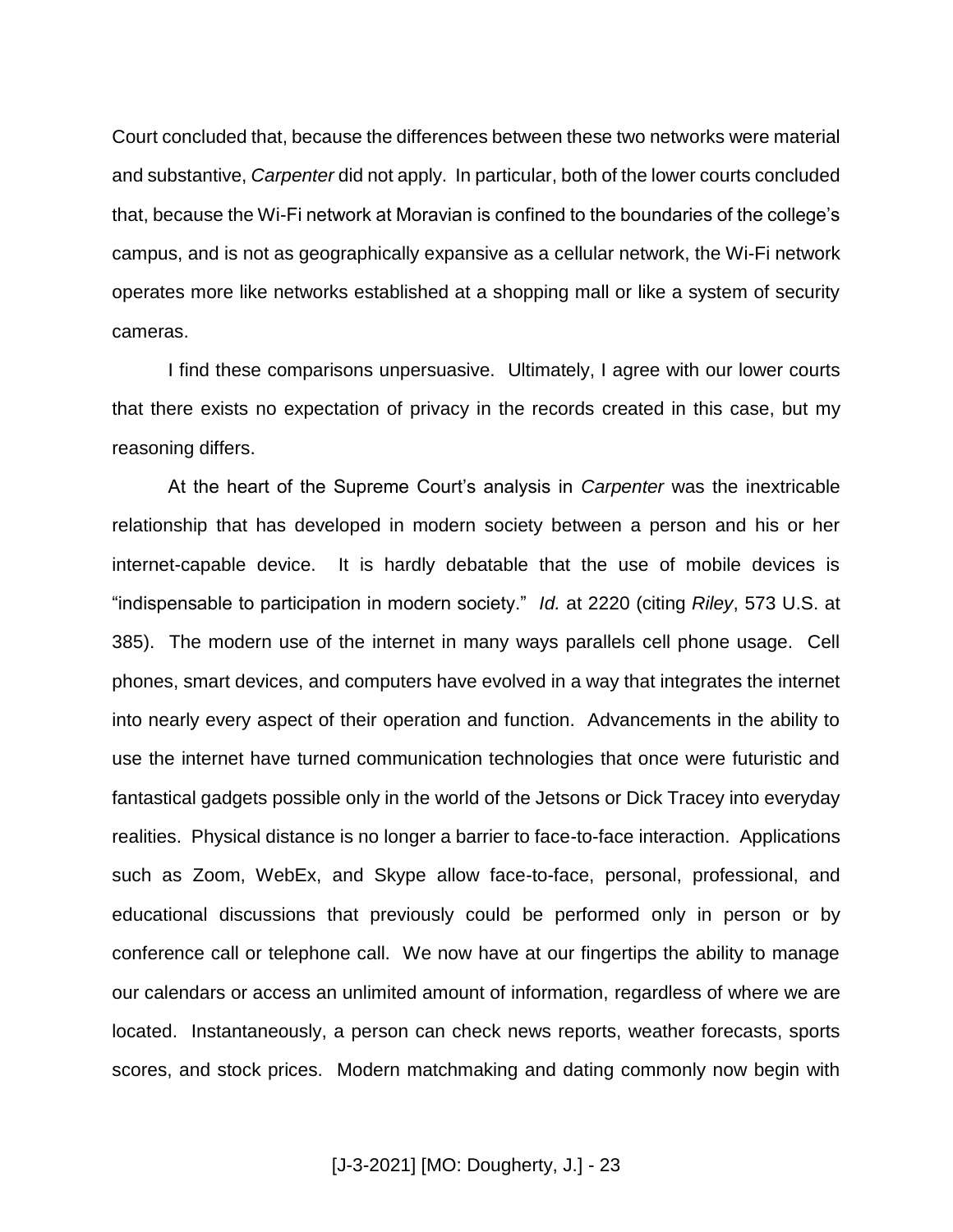Court concluded that, because the differences between these two networks were material and substantive, *Carpenter* did not apply. In particular, both of the lower courts concluded that, because the Wi-Fi network at Moravian is confined to the boundaries of the college's campus, and is not as geographically expansive as a cellular network, the Wi-Fi network operates more like networks established at a shopping mall or like a system of security cameras.

I find these comparisons unpersuasive. Ultimately, I agree with our lower courts that there exists no expectation of privacy in the records created in this case, but my reasoning differs.

At the heart of the Supreme Court's analysis in *Carpenter* was the inextricable relationship that has developed in modern society between a person and his or her internet-capable device. It is hardly debatable that the use of mobile devices is "indispensable to participation in modern society." *Id.* at 2220 (citing *Riley*, 573 U.S. at 385). The modern use of the internet in many ways parallels cell phone usage. Cell phones, smart devices, and computers have evolved in a way that integrates the internet into nearly every aspect of their operation and function. Advancements in the ability to use the internet have turned communication technologies that once were futuristic and fantastical gadgets possible only in the world of the Jetsons or Dick Tracey into everyday realities. Physical distance is no longer a barrier to face-to-face interaction. Applications such as Zoom, WebEx, and Skype allow face-to-face, personal, professional, and educational discussions that previously could be performed only in person or by conference call or telephone call. We now have at our fingertips the ability to manage our calendars or access an unlimited amount of information, regardless of where we are located. Instantaneously, a person can check news reports, weather forecasts, sports scores, and stock prices. Modern matchmaking and dating commonly now begin with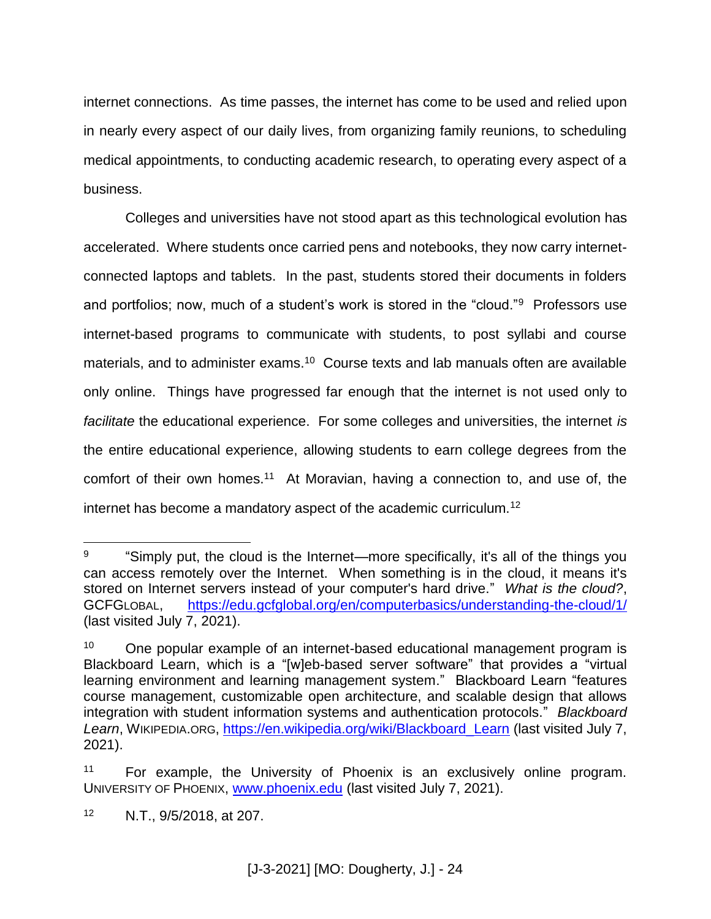internet connections. As time passes, the internet has come to be used and relied upon in nearly every aspect of our daily lives, from organizing family reunions, to scheduling medical appointments, to conducting academic research, to operating every aspect of a business.

Colleges and universities have not stood apart as this technological evolution has accelerated. Where students once carried pens and notebooks, they now carry internet-connected laptops and tablets. In the past, students stored their documents in folders and portfolios; now, much of a student's work is stored in the "cloud."[9] Professors use internet-based programs to communicate with students, to post syllabi and course materials, and to administer exams.[10] Course texts and lab manuals often are available only online. Things have progressed far enough that the internet is not used only to *facilitate* the educational experience. For some colleges and universities, the internet *is* the entire educational experience, allowing students to earn college degrees from the comfort of their own homes.[11] At Moravian, having a connection to, and use of, the internet has become a mandatory aspect of the academic curriculum.[12]

---

[9] "Simply put, the cloud is the Internet—more specifically, it's all of the things you can access remotely over the Internet. When something is in the cloud, it means it's stored on Internet servers instead of your computer's hard drive." *What is the cloud?*, GCFGLOBAL, https://edu.gcfglobal.org/en/computerbasics/understanding-the-cloud/1/ (last visited July 7, 2021).

[10] One popular example of an internet-based educational management program is Blackboard Learn, which is a "[w]eb-based server software" that provides a "virtual learning environment and learning management system." Blackboard Learn "features course management, customizable open architecture, and scalable design that allows integration with student information systems and authentication protocols." *Blackboard Learn*, WIKIPEDIA.ORG, https://en.wikipedia.org/wiki/Blackboard_Learn (last visited July 7, 2021).

[11] For example, the University of Phoenix is an exclusively online program. UNIVERSITY OF PHOENIX, www.phoenix.edu (last visited July 7, 2021).

[12] N.T., 9/5/2018, at 207.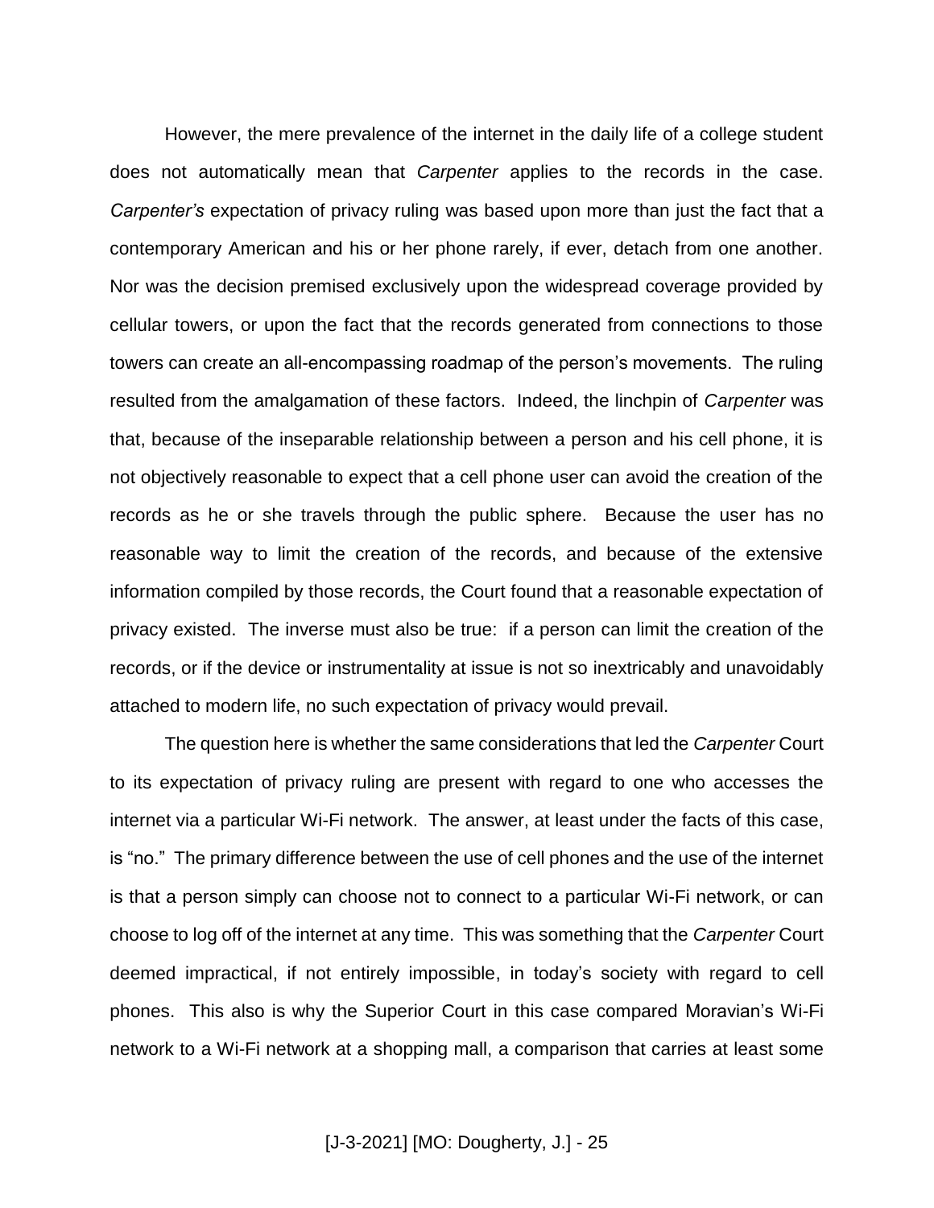However, the mere prevalence of the internet in the daily life of a college student does not automatically mean that *Carpenter* applies to the records in the case. *Carpenter's* expectation of privacy ruling was based upon more than just the fact that a contemporary American and his or her phone rarely, if ever, detach from one another. Nor was the decision premised exclusively upon the widespread coverage provided by cellular towers, or upon the fact that the records generated from connections to those towers can create an all-encompassing roadmap of the person's movements. The ruling resulted from the amalgamation of these factors. Indeed, the linchpin of *Carpenter* was that, because of the inseparable relationship between a person and his cell phone, it is not objectively reasonable to expect that a cell phone user can avoid the creation of the records as he or she travels through the public sphere. Because the user has no reasonable way to limit the creation of the records, and because of the extensive information compiled by those records, the Court found that a reasonable expectation of privacy existed. The inverse must also be true: if a person can limit the creation of the records, or if the device or instrumentality at issue is not so inextricably and unavoidably attached to modern life, no such expectation of privacy would prevail.

The question here is whether the same considerations that led the *Carpenter* Court to its expectation of privacy ruling are present with regard to one who accesses the internet via a particular Wi-Fi network. The answer, at least under the facts of this case, is "no." The primary difference between the use of cell phones and the use of the internet is that a person simply can choose not to connect to a particular Wi-Fi network, or can choose to log off of the internet at any time. This was something that the *Carpenter* Court deemed impractical, if not entirely impossible, in today's society with regard to cell phones. This also is why the Superior Court in this case compared Moravian's Wi-Fi network to a Wi-Fi network at a shopping mall, a comparison that carries at least some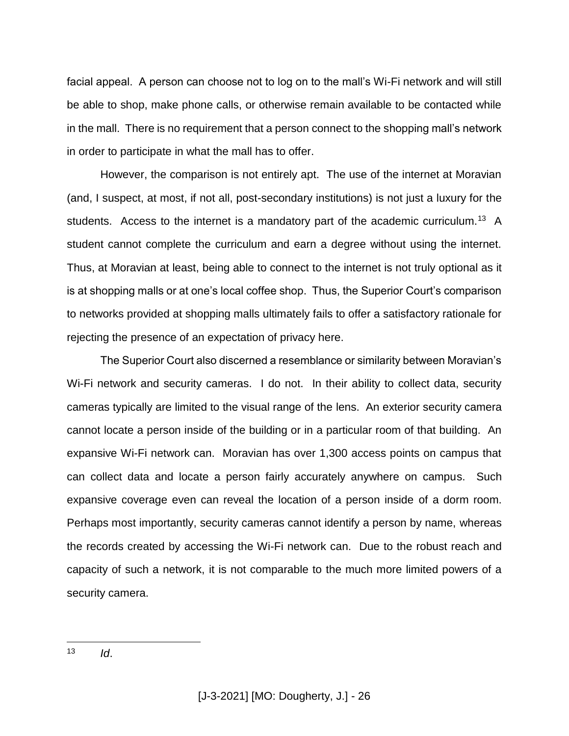facial appeal. A person can choose not to log on to the mall's Wi-Fi network and will still be able to shop, make phone calls, or otherwise remain available to be contacted while in the mall. There is no requirement that a person connect to the shopping mall's network in order to participate in what the mall has to offer.

However, the comparison is not entirely apt. The use of the internet at Moravian (and, I suspect, at most, if not all, post-secondary institutions) is not just a luxury for the students. Access to the internet is a mandatory part of the academic curriculum.[13] A student cannot complete the curriculum and earn a degree without using the internet. Thus, at Moravian at least, being able to connect to the internet is not truly optional as it is at shopping malls or at one's local coffee shop. Thus, the Superior Court's comparison to networks provided at shopping malls ultimately fails to offer a satisfactory rationale for rejecting the presence of an expectation of privacy here.

The Superior Court also discerned a resemblance or similarity between Moravian's Wi-Fi network and security cameras. I do not. In their ability to collect data, security cameras typically are limited to the visual range of the lens. An exterior security camera cannot locate a person inside of the building or in a particular room of that building. An expansive Wi-Fi network can. Moravian has over 1,300 access points on campus that can collect data and locate a person fairly accurately anywhere on campus. Such expansive coverage even can reveal the location of a person inside of a dorm room. Perhaps most importantly, security cameras cannot identify a person by name, whereas the records created by accessing the Wi-Fi network can. Due to the robust reach and capacity of such a network, it is not comparable to the much more limited powers of a security camera.

---

[13] *Id*.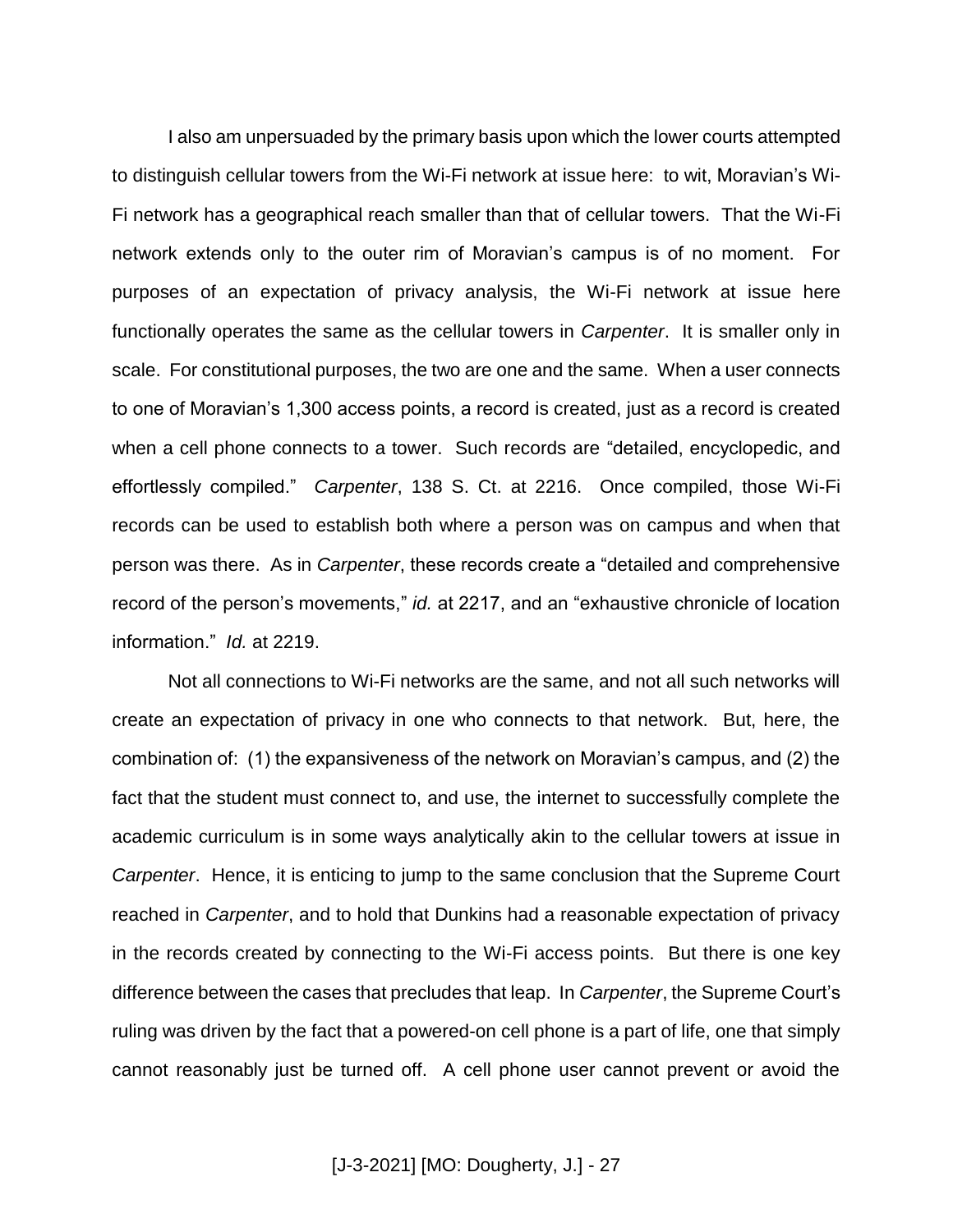I also am unpersuaded by the primary basis upon which the lower courts attempted to distinguish cellular towers from the Wi-Fi network at issue here: to wit, Moravian's Wi-Fi network has a geographical reach smaller than that of cellular towers. That the Wi-Fi network extends only to the outer rim of Moravian's campus is of no moment. For purposes of an expectation of privacy analysis, the Wi-Fi network at issue here functionally operates the same as the cellular towers in *Carpenter*. It is smaller only in scale. For constitutional purposes, the two are one and the same. When a user connects to one of Moravian's 1,300 access points, a record is created, just as a record is created when a cell phone connects to a tower. Such records are "detailed, encyclopedic, and effortlessly compiled." *Carpenter*, 138 S. Ct. at 2216. Once compiled, those Wi-Fi records can be used to establish both where a person was on campus and when that person was there. As in *Carpenter*, these records create a "detailed and comprehensive record of the person's movements," *id.* at 2217, and an "exhaustive chronicle of location information." *Id.* at 2219.

Not all connections to Wi-Fi networks are the same, and not all such networks will create an expectation of privacy in one who connects to that network. But, here, the combination of: (1) the expansiveness of the network on Moravian's campus, and (2) the fact that the student must connect to, and use, the internet to successfully complete the academic curriculum is in some ways analytically akin to the cellular towers at issue in *Carpenter*. Hence, it is enticing to jump to the same conclusion that the Supreme Court reached in *Carpenter*, and to hold that Dunkins had a reasonable expectation of privacy in the records created by connecting to the Wi-Fi access points. But there is one key difference between the cases that precludes that leap. In *Carpenter*, the Supreme Court's ruling was driven by the fact that a powered-on cell phone is a part of life, one that simply cannot reasonably just be turned off. A cell phone user cannot prevent or avoid the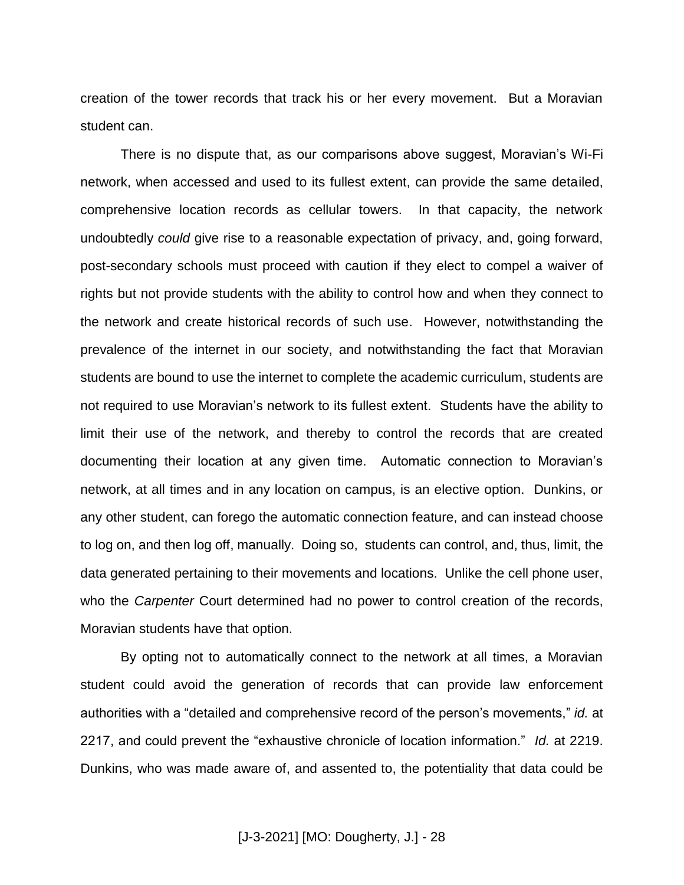creation of the tower records that track his or her every movement. But a Moravian student can.

There is no dispute that, as our comparisons above suggest, Moravian's Wi-Fi network, when accessed and used to its fullest extent, can provide the same detailed, comprehensive location records as cellular towers. In that capacity, the network undoubtedly *could* give rise to a reasonable expectation of privacy, and, going forward, post-secondary schools must proceed with caution if they elect to compel a waiver of rights but not provide students with the ability to control how and when they connect to the network and create historical records of such use. However, notwithstanding the prevalence of the internet in our society, and notwithstanding the fact that Moravian students are bound to use the internet to complete the academic curriculum, students are not required to use Moravian's network to its fullest extent. Students have the ability to limit their use of the network, and thereby to control the records that are created documenting their location at any given time. Automatic connection to Moravian's network, at all times and in any location on campus, is an elective option. Dunkins, or any other student, can forego the automatic connection feature, and can instead choose to log on, and then log off, manually. Doing so, students can control, and, thus, limit, the data generated pertaining to their movements and locations. Unlike the cell phone user, who the *Carpenter* Court determined had no power to control creation of the records, Moravian students have that option.

By opting not to automatically connect to the network at all times, a Moravian student could avoid the generation of records that can provide law enforcement authorities with a "detailed and comprehensive record of the person's movements," *id.* at 2217, and could prevent the "exhaustive chronicle of location information." *Id.* at 2219. Dunkins, who was made aware of, and assented to, the potentiality that data could be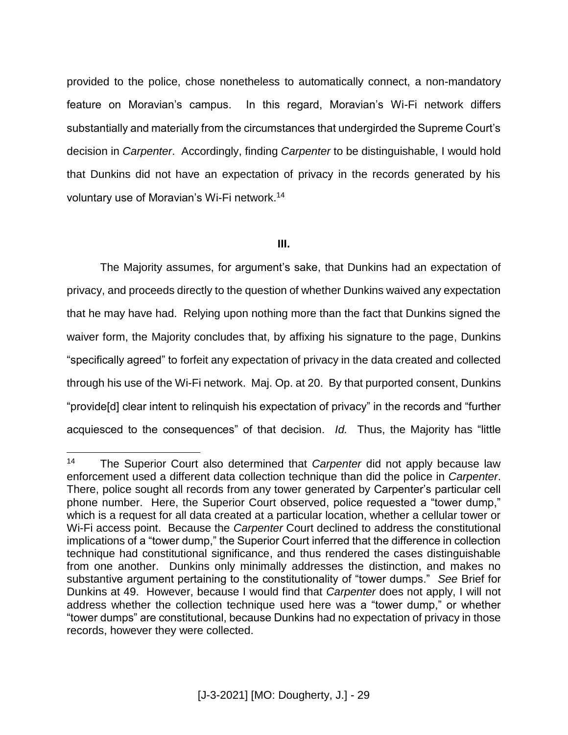provided to the police, chose nonetheless to automatically connect, a non-mandatory feature on Moravian's campus. In this regard, Moravian's Wi-Fi network differs substantially and materially from the circumstances that undergirded the Supreme Court's decision in *Carpenter*. Accordingly, finding *Carpenter* to be distinguishable, I would hold that Dunkins did not have an expectation of privacy in the records generated by his voluntary use of Moravian's Wi-Fi network.[14]

**III.**

The Majority assumes, for argument's sake, that Dunkins had an expectation of privacy, and proceeds directly to the question of whether Dunkins waived any expectation that he may have had. Relying upon nothing more than the fact that Dunkins signed the waiver form, the Majority concludes that, by affixing his signature to the page, Dunkins "specifically agreed" to forfeit any expectation of privacy in the data created and collected through his use of the Wi-Fi network. Maj. Op. at 20. By that purported consent, Dunkins "provide[d] clear intent to relinquish his expectation of privacy" in the records and "further acquiesced to the consequences" of that decision. *Id.* Thus, the Majority has "little

---

[14] The Superior Court also determined that *Carpenter* did not apply because law enforcement used a different data collection technique than did the police in *Carpenter*. There, police sought all records from any tower generated by Carpenter's particular cell phone number. Here, the Superior Court observed, police requested a "tower dump," which is a request for all data created at a particular location, whether a cellular tower or Wi-Fi access point. Because the *Carpenter* Court declined to address the constitutional implications of a "tower dump," the Superior Court inferred that the difference in collection technique had constitutional significance, and thus rendered the cases distinguishable from one another. Dunkins only minimally addresses the distinction, and makes no substantive argument pertaining to the constitutionality of "tower dumps." *See* Brief for Dunkins at 49. However, because I would find that *Carpenter* does not apply, I will not address whether the collection technique used here was a "tower dump," or whether "tower dumps" are constitutional, because Dunkins had no expectation of privacy in those records, however they were collected.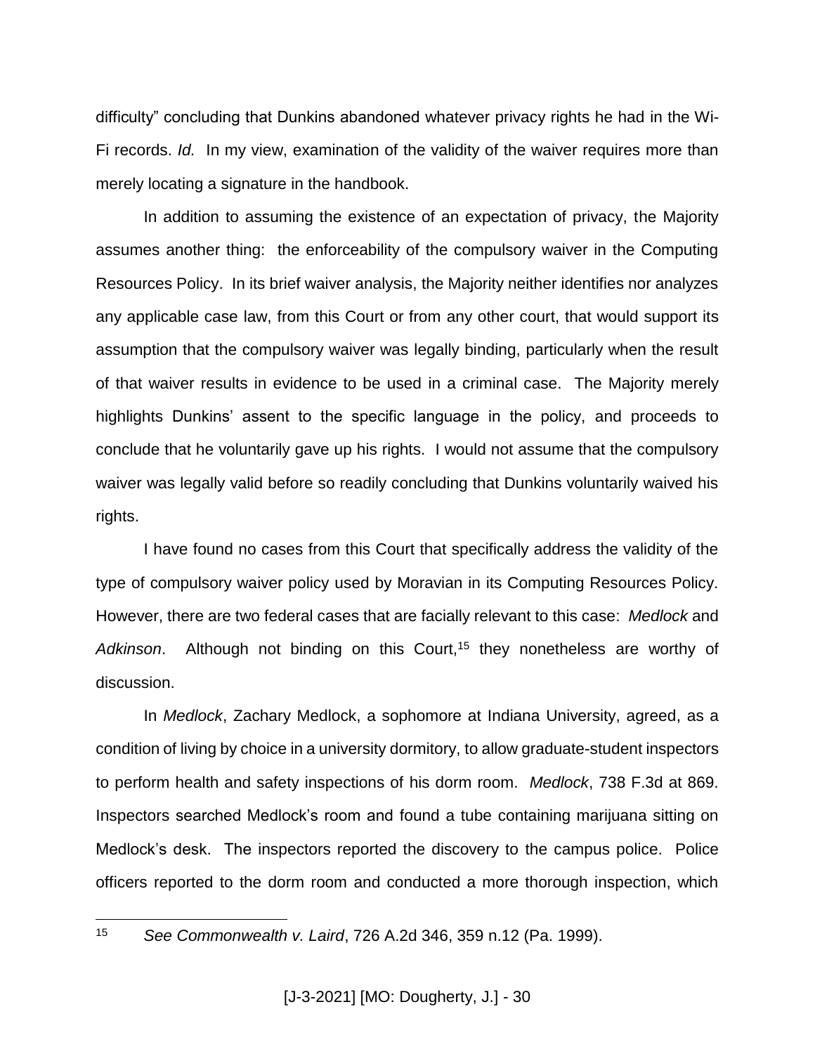difficulty" concluding that Dunkins abandoned whatever privacy rights he had in the Wi-Fi records. *Id.* In my view, examination of the validity of the waiver requires more than merely locating a signature in the handbook.

In addition to assuming the existence of an expectation of privacy, the Majority assumes another thing: the enforceability of the compulsory waiver in the Computing Resources Policy. In its brief waiver analysis, the Majority neither identifies nor analyzes any applicable case law, from this Court or from any other court, that would support its assumption that the compulsory waiver was legally binding, particularly when the result of that waiver results in evidence to be used in a criminal case. The Majority merely highlights Dunkins' assent to the specific language in the policy, and proceeds to conclude that he voluntarily gave up his rights. I would not assume that the compulsory waiver was legally valid before so readily concluding that Dunkins voluntarily waived his rights.

I have found no cases from this Court that specifically address the validity of the type of compulsory waiver policy used by Moravian in its Computing Resources Policy. However, there are two federal cases that are facially relevant to this case: *Medlock* and *Adkinson*. Although not binding on this Court,[15] they nonetheless are worthy of discussion.

In *Medlock*, Zachary Medlock, a sophomore at Indiana University, agreed, as a condition of living by choice in a university dormitory, to allow graduate-student inspectors to perform health and safety inspections of his dorm room. *Medlock*, 738 F.3d at 869. Inspectors searched Medlock's room and found a tube containing marijuana sitting on Medlock's desk. The inspectors reported the discovery to the campus police. Police officers reported to the dorm room and conducted a more thorough inspection, which

---

[15] *See Commonwealth v. Laird*, 726 A.2d 346, 359 n.12 (Pa. 1999).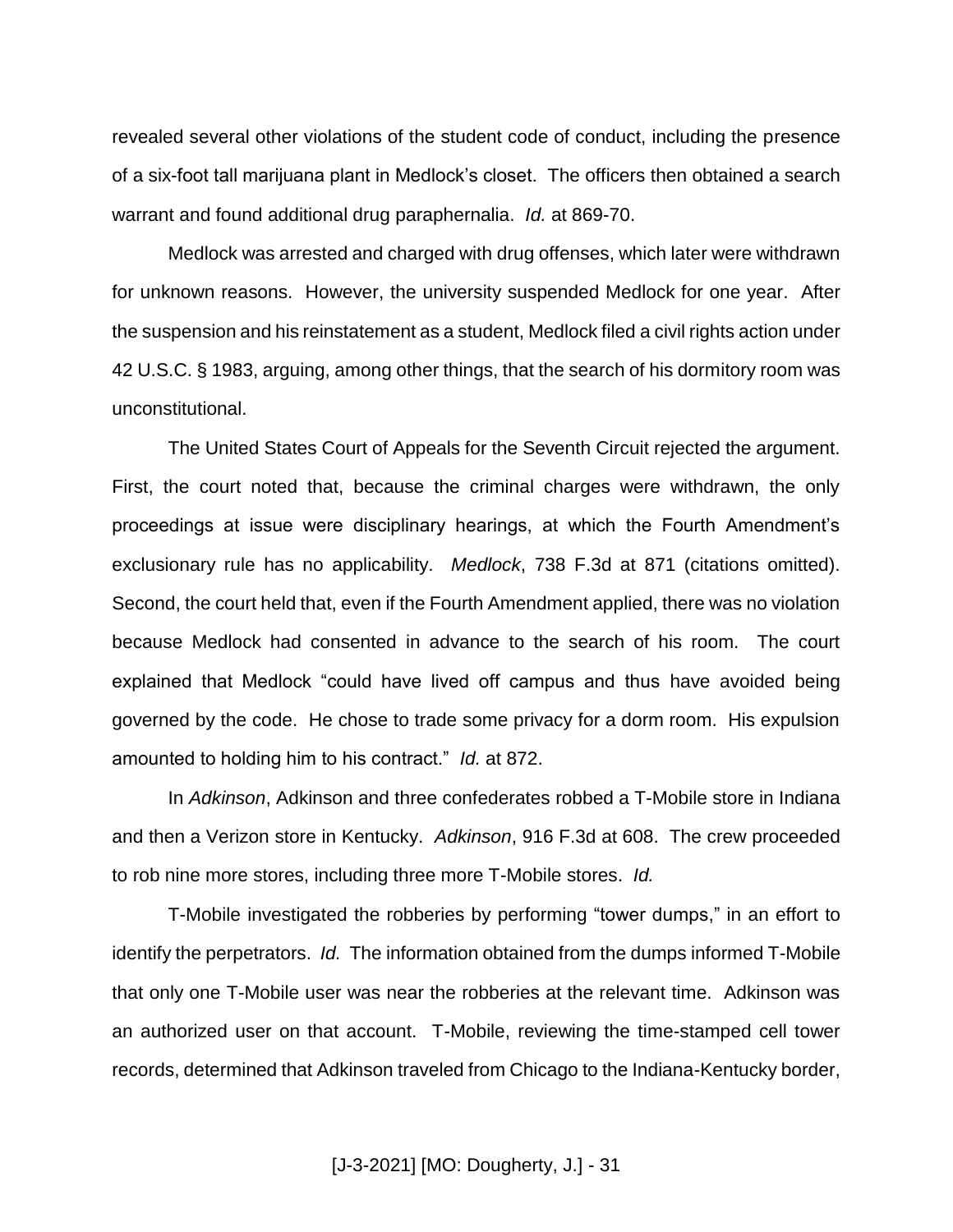revealed several other violations of the student code of conduct, including the presence of a six-foot tall marijuana plant in Medlock's closet. The officers then obtained a search warrant and found additional drug paraphernalia. *Id.* at 869-70.

Medlock was arrested and charged with drug offenses, which later were withdrawn for unknown reasons. However, the university suspended Medlock for one year. After the suspension and his reinstatement as a student, Medlock filed a civil rights action under 42 U.S.C. § 1983, arguing, among other things, that the search of his dormitory room was unconstitutional.

The United States Court of Appeals for the Seventh Circuit rejected the argument. First, the court noted that, because the criminal charges were withdrawn, the only proceedings at issue were disciplinary hearings, at which the Fourth Amendment's exclusionary rule has no applicability. *Medlock*, 738 F.3d at 871 (citations omitted). Second, the court held that, even if the Fourth Amendment applied, there was no violation because Medlock had consented in advance to the search of his room. The court explained that Medlock "could have lived off campus and thus have avoided being governed by the code. He chose to trade some privacy for a dorm room. His expulsion amounted to holding him to his contract." *Id.* at 872.

In *Adkinson*, Adkinson and three confederates robbed a T-Mobile store in Indiana and then a Verizon store in Kentucky. *Adkinson*, 916 F.3d at 608. The crew proceeded to rob nine more stores, including three more T-Mobile stores. *Id.*

T-Mobile investigated the robberies by performing "tower dumps," in an effort to identify the perpetrators. *Id.* The information obtained from the dumps informed T-Mobile that only one T-Mobile user was near the robberies at the relevant time. Adkinson was an authorized user on that account. T-Mobile, reviewing the time-stamped cell tower records, determined that Adkinson traveled from Chicago to the Indiana-Kentucky border,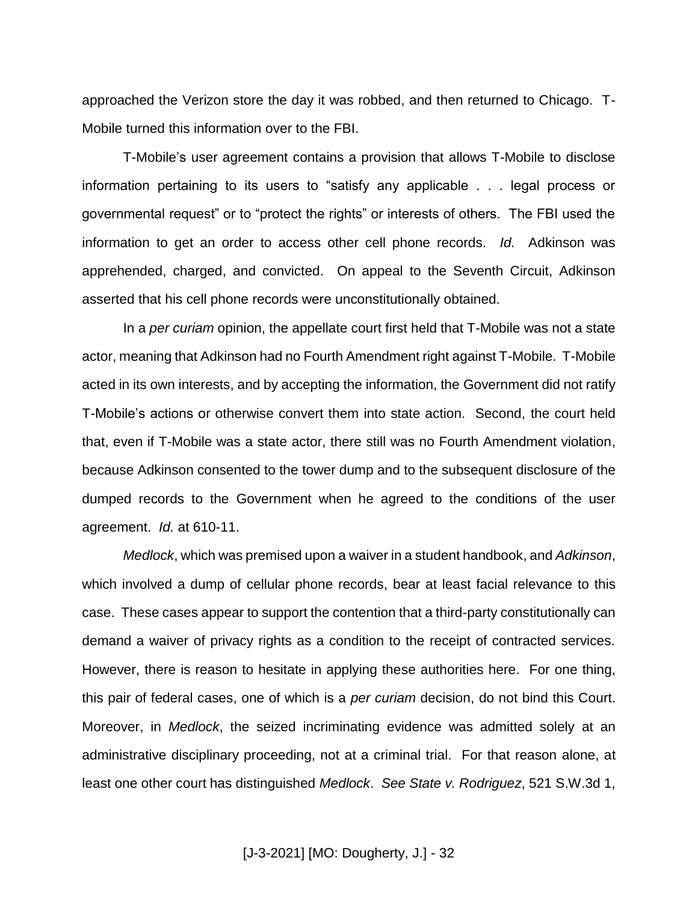approached the Verizon store the day it was robbed, and then returned to Chicago. T-Mobile turned this information over to the FBI.

T-Mobile's user agreement contains a provision that allows T-Mobile to disclose information pertaining to its users to "satisfy any applicable . . . legal process or governmental request" or to "protect the rights" or interests of others. The FBI used the information to get an order to access other cell phone records. *Id.* Adkinson was apprehended, charged, and convicted. On appeal to the Seventh Circuit, Adkinson asserted that his cell phone records were unconstitutionally obtained.

In a *per curiam* opinion, the appellate court first held that T-Mobile was not a state actor, meaning that Adkinson had no Fourth Amendment right against T-Mobile. T-Mobile acted in its own interests, and by accepting the information, the Government did not ratify T-Mobile's actions or otherwise convert them into state action. Second, the court held that, even if T-Mobile was a state actor, there still was no Fourth Amendment violation, because Adkinson consented to the tower dump and to the subsequent disclosure of the dumped records to the Government when he agreed to the conditions of the user agreement. *Id.* at 610-11.

*Medlock*, which was premised upon a waiver in a student handbook, and *Adkinson*, which involved a dump of cellular phone records, bear at least facial relevance to this case. These cases appear to support the contention that a third-party constitutionally can demand a waiver of privacy rights as a condition to the receipt of contracted services. However, there is reason to hesitate in applying these authorities here. For one thing, this pair of federal cases, one of which is a *per curiam* decision, do not bind this Court. Moreover, in *Medlock*, the seized incriminating evidence was admitted solely at an administrative disciplinary proceeding, not at a criminal trial. For that reason alone, at least one other court has distinguished *Medlock*. *See State v. Rodriguez*, 521 S.W.3d 1,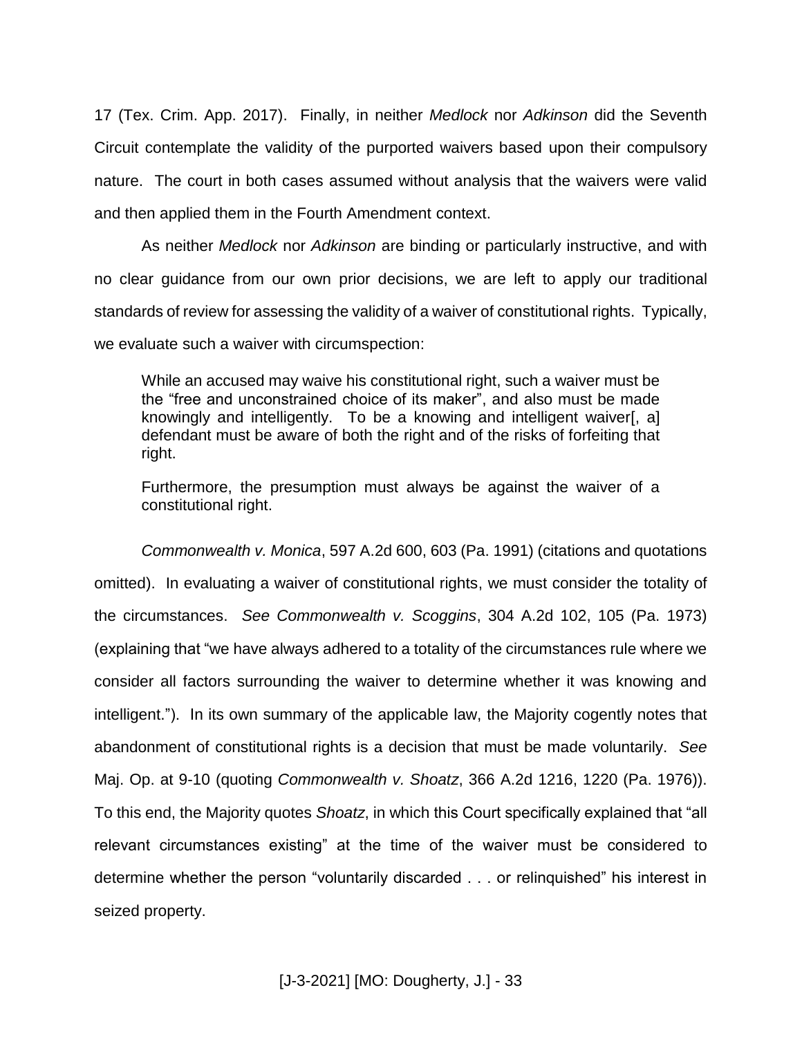17 (Tex. Crim. App. 2017). Finally, in neither *Medlock* nor *Adkinson* did the Seventh Circuit contemplate the validity of the purported waivers based upon their compulsory nature. The court in both cases assumed without analysis that the waivers were valid and then applied them in the Fourth Amendment context.

As neither *Medlock* nor *Adkinson* are binding or particularly instructive, and with no clear guidance from our own prior decisions, we are left to apply our traditional standards of review for assessing the validity of a waiver of constitutional rights. Typically, we evaluate such a waiver with circumspection:

> While an accused may waive his constitutional right, such a waiver must be the "free and unconstrained choice of its maker", and also must be made knowingly and intelligently. To be a knowing and intelligent waiver[, a] defendant must be aware of both the right and of the risks of forfeiting that right.
>
> Furthermore, the presumption must always be against the waiver of a constitutional right.

*Commonwealth v. Monica*, 597 A.2d 600, 603 (Pa. 1991) (citations and quotations omitted). In evaluating a waiver of constitutional rights, we must consider the totality of the circumstances. *See Commonwealth v. Scoggins*, 304 A.2d 102, 105 (Pa. 1973) (explaining that "we have always adhered to a totality of the circumstances rule where we consider all factors surrounding the waiver to determine whether it was knowing and intelligent."). In its own summary of the applicable law, the Majority cogently notes that abandonment of constitutional rights is a decision that must be made voluntarily. *See* Maj. Op. at 9-10 (quoting *Commonwealth v. Shoatz*, 366 A.2d 1216, 1220 (Pa. 1976)). To this end, the Majority quotes *Shoatz*, in which this Court specifically explained that "all relevant circumstances existing" at the time of the waiver must be considered to determine whether the person "voluntarily discarded . . . or relinquished" his interest in seized property.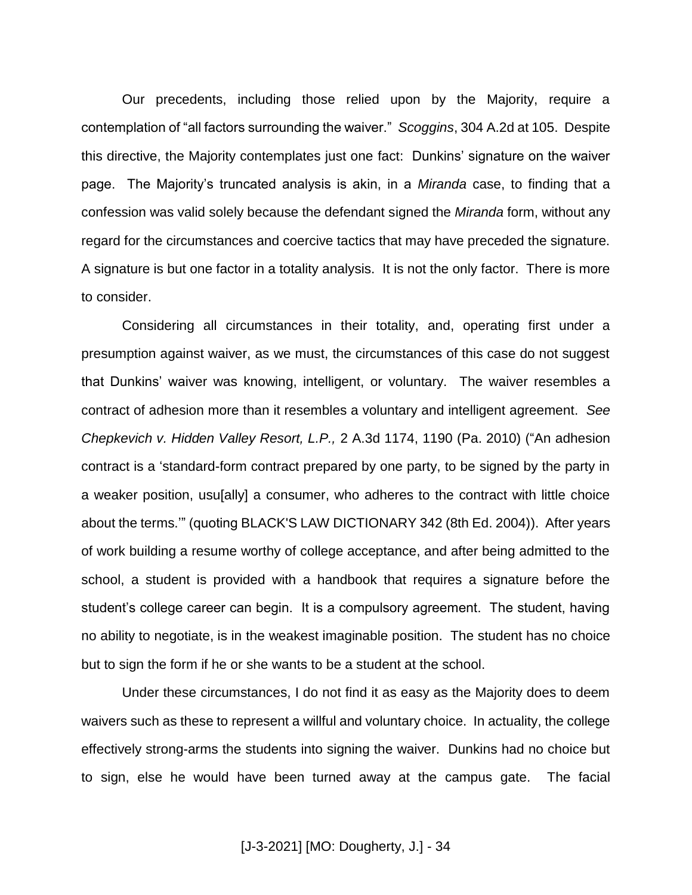Our precedents, including those relied upon by the Majority, require a contemplation of "all factors surrounding the waiver." *Scoggins*, 304 A.2d at 105. Despite this directive, the Majority contemplates just one fact: Dunkins' signature on the waiver page. The Majority's truncated analysis is akin, in a *Miranda* case, to finding that a confession was valid solely because the defendant signed the *Miranda* form, without any regard for the circumstances and coercive tactics that may have preceded the signature. A signature is but one factor in a totality analysis. It is not the only factor. There is more to consider.

Considering all circumstances in their totality, and, operating first under a presumption against waiver, as we must, the circumstances of this case do not suggest that Dunkins' waiver was knowing, intelligent, or voluntary. The waiver resembles a contract of adhesion more than it resembles a voluntary and intelligent agreement. *See Chepkevich v. Hidden Valley Resort, L.P.,* 2 A.3d 1174, 1190 (Pa. 2010) ("An adhesion contract is a 'standard-form contract prepared by one party, to be signed by the party in a weaker position, usu[ally] a consumer, who adheres to the contract with little choice about the terms.'" (quoting BLACK'S LAW DICTIONARY 342 (8th Ed. 2004)). After years of work building a resume worthy of college acceptance, and after being admitted to the school, a student is provided with a handbook that requires a signature before the student's college career can begin. It is a compulsory agreement. The student, having no ability to negotiate, is in the weakest imaginable position. The student has no choice but to sign the form if he or she wants to be a student at the school.

Under these circumstances, I do not find it as easy as the Majority does to deem waivers such as these to represent a willful and voluntary choice. In actuality, the college effectively strong-arms the students into signing the waiver. Dunkins had no choice but to sign, else he would have been turned away at the campus gate. The facial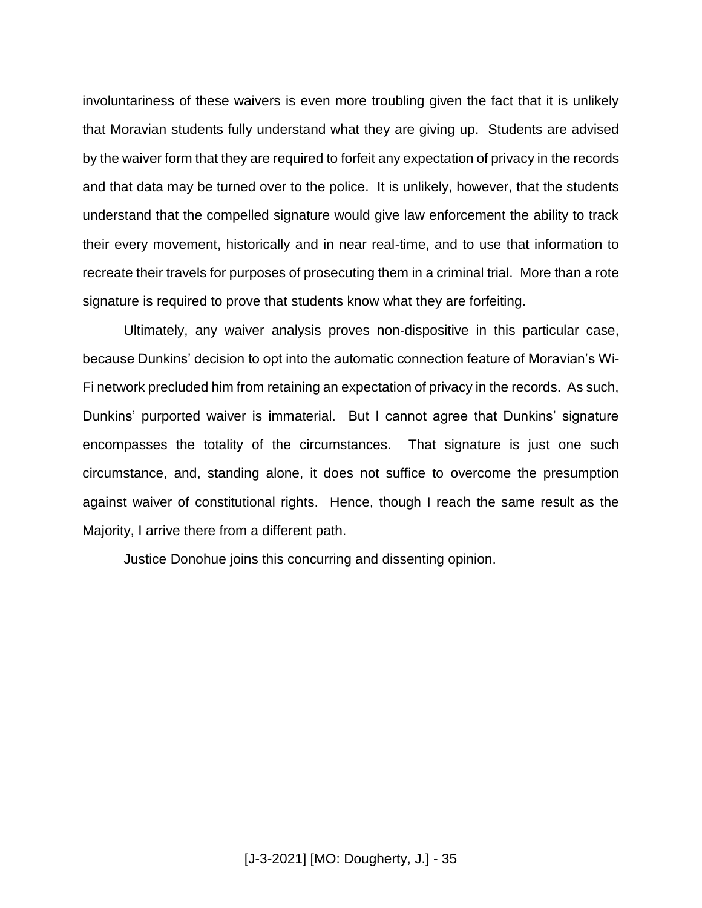involuntariness of these waivers is even more troubling given the fact that it is unlikely that Moravian students fully understand what they are giving up. Students are advised by the waiver form that they are required to forfeit any expectation of privacy in the records and that data may be turned over to the police. It is unlikely, however, that the students understand that the compelled signature would give law enforcement the ability to track their every movement, historically and in near real-time, and to use that information to recreate their travels for purposes of prosecuting them in a criminal trial. More than a rote signature is required to prove that students know what they are forfeiting.

Ultimately, any waiver analysis proves non-dispositive in this particular case, because Dunkins' decision to opt into the automatic connection feature of Moravian's Wi-Fi network precluded him from retaining an expectation of privacy in the records. As such, Dunkins' purported waiver is immaterial. But I cannot agree that Dunkins' signature encompasses the totality of the circumstances. That signature is just one such circumstance, and, standing alone, it does not suffice to overcome the presumption against waiver of constitutional rights. Hence, though I reach the same result as the Majority, I arrive there from a different path.

Justice Donohue joins this concurring and dissenting opinion.